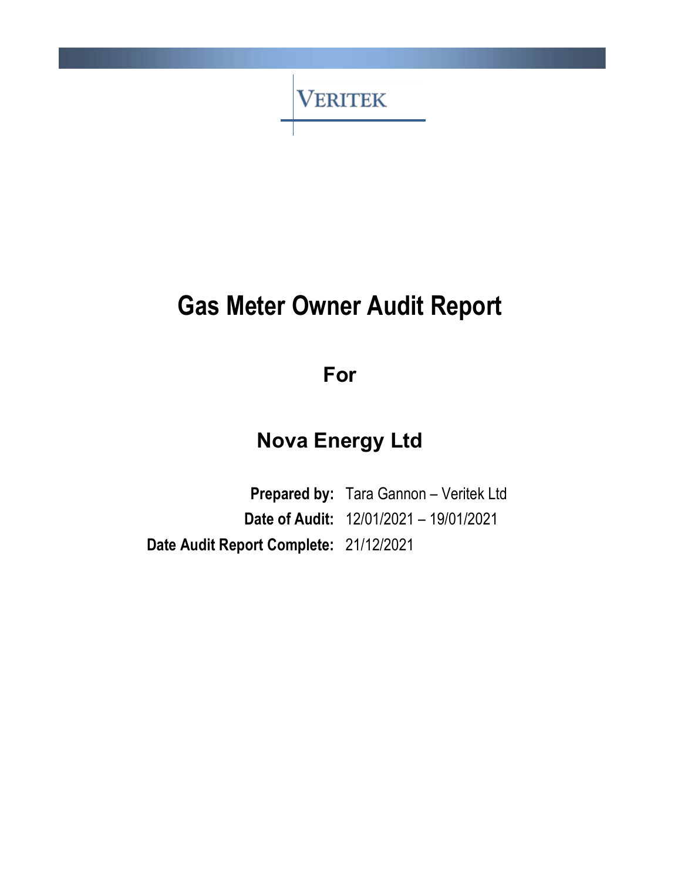VERITEK

# Gas Meter Owner Audit Report

## For

## Nova Energy Ltd

**Prepared by:** Tara Gannon – Veritek Ltd

**Date of Audit:** 12/01/2021 – 19/01/2021

**Date Audit Report Complete:** 21/12/2021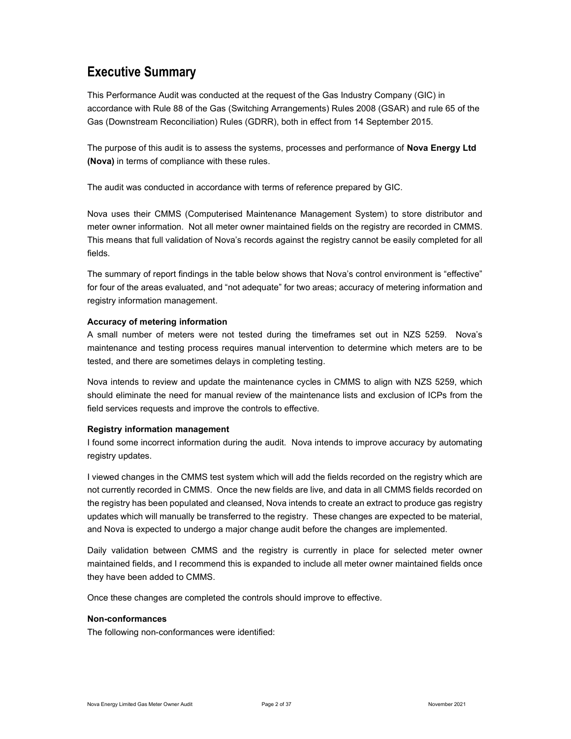# Executive Summary

This Performance Audit was conducted at the request of the Gas Industry Company (GIC) in accordance with Rule 88 of the Gas (Switching Arrangements) Rules 2008 (GSAR) and rule 65 of the Gas (Downstream Reconciliation) Rules (GDRR), both in effect from 14 September 2015.

The purpose of this audit is to assess the systems, processes and performance of **Nova Energy Ltd (Nova)** in terms of compliance with these rules.

The audit was conducted in accordance with terms of reference prepared by GIC.

Nova uses their CMMS (Computerised Maintenance Management System) to store distributor and meter owner information. Not all meter owner maintained fields on the registry are recorded in CMMS. This means that full validation of Nova's records against the registry cannot be easily completed for all fields.

The summary of report findings in the table below shows that Nova's control environment is "effective" for four of the areas evaluated, and "not adequate" for two areas; accuracy of metering information and registry information management.

**Accuracy of metering information**

A small number of meters were not tested during the timeframes set out in NZS 5259. Nova's maintenance and testing process requires manual intervention to determine which meters are to be tested, and there are sometimes delays in completing testing.

Nova intends to review and update the maintenance cycles in CMMS to align with NZS 5259, which should eliminate the need for manual review of the maintenance lists and exclusion of ICPs from the field services requests and improve the controls to effective.

**Registry information management**

I found some incorrect information during the audit. Nova intends to improve accuracy by automating registry updates.

I viewed changes in the CMMS test system which will add the fields recorded on the registry which are not currently recorded in CMMS. Once the new fields are live, and data in all CMMS fields recorded on the registry has been populated and cleansed, Nova intends to create an extract to produce gas registry updates which will manually be transferred to the registry. These changes are expected to be material, and Nova is expected to undergo a major change audit before the changes are implemented.

Daily validation between CMMS and the registry is currently in place for selected meter owner maintained fields, and I recommend this is expanded to include all meter owner maintained fields once they have been added to CMMS.

Once these changes are completed the controls should improve to effective.

**Non-conformances**

The following non-conformances were identified: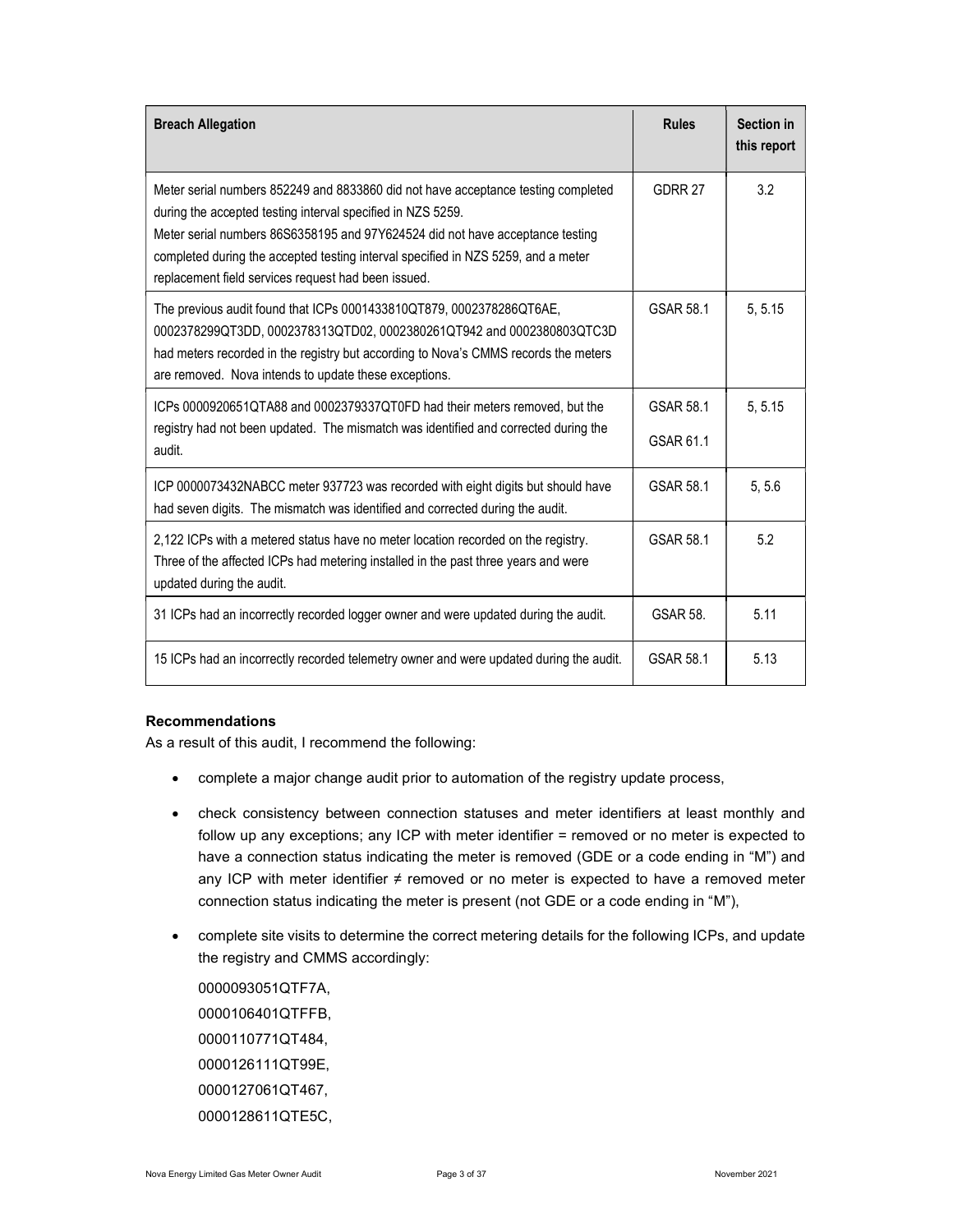| Breach Allegation | Rules | Section in this report |
|---|---|---|
| Meter serial numbers 852249 and 8833860 did not have acceptance testing completed during the accepted testing interval specified in NZS 5259.<br>Meter serial numbers 86S6358195 and 97Y624524 did not have acceptance testing completed during the accepted testing interval specified in NZS 5259, and a meter replacement field services request had been issued. | GDRR 27 | 3.2 |
| The previous audit found that ICPs 0001433810QT879, 0002378286QT6AE, 0002378299QT3DD, 0002378313QTD02, 0002380261QT942 and 0002380803QTC3D had meters recorded in the registry but according to Nova's CMMS records the meters are removed. Nova intends to update these exceptions. | GSAR 58.1 | 5, 5.15 |
| ICPs 0000920651QTA88 and 0002379337QT0FD had their meters removed, but the registry had not been updated. The mismatch was identified and corrected during the audit. | GSAR 58.1<br>GSAR 61.1 | 5, 5.15 |
| ICP 0000073432NABCC meter 937723 was recorded with eight digits but should have had seven digits. The mismatch was identified and corrected during the audit. | GSAR 58.1 | 5, 5.6 |
| 2,122 ICPs with a metered status have no meter location recorded on the registry. Three of the affected ICPs had metering installed in the past three years and were updated during the audit. | GSAR 58.1 | 5.2 |
| 31 ICPs had an incorrectly recorded logger owner and were updated during the audit. | GSAR 58. | 5.11 |
| 15 ICPs had an incorrectly recorded telemetry owner and were updated during the audit. | GSAR 58.1 | 5.13 |

**Recommendations**

As a result of this audit, I recommend the following:

- complete a major change audit prior to automation of the registry update process,
- check consistency between connection statuses and meter identifiers at least monthly and follow up any exceptions; any ICP with meter identifier = removed or no meter is expected to have a connection status indicating the meter is removed (GDE or a code ending in "M") and any ICP with meter identifier ≠ removed or no meter is expected to have a removed meter connection status indicating the meter is present (not GDE or a code ending in "M"),
- complete site visits to determine the correct metering details for the following ICPs, and update the registry and CMMS accordingly:

  0000093051QTF7A,
  0000106401QTFFB,
  0000110771QT484,
  0000126111QT99E,
  0000127061QT467,
  0000128611QTE5C,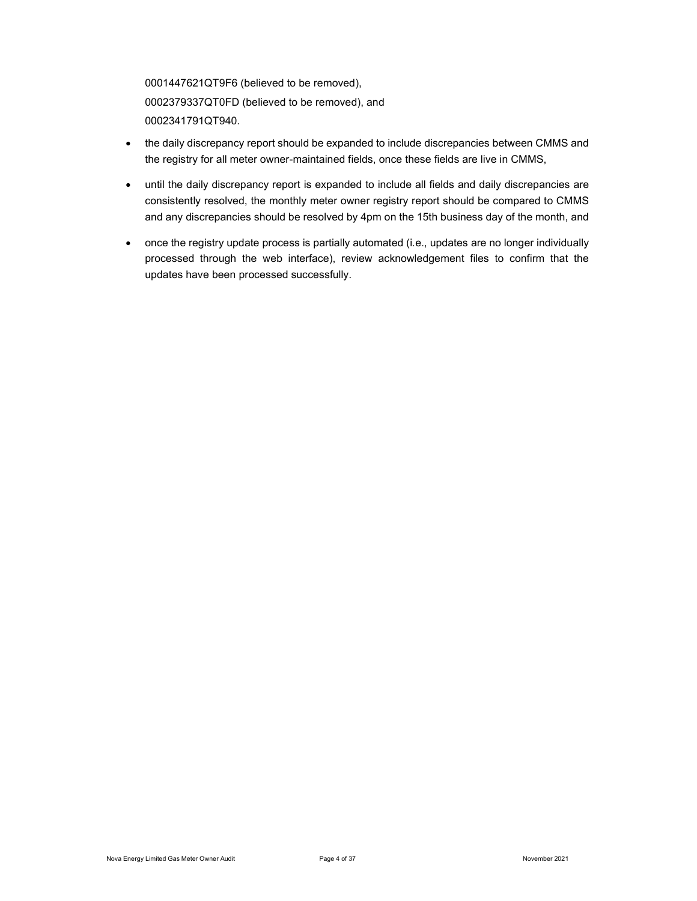0001447621QT9F6 (believed to be removed),
0002379337QT0FD (believed to be removed), and
0002341791QT940.

- the daily discrepancy report should be expanded to include discrepancies between CMMS and the registry for all meter owner-maintained fields, once these fields are live in CMMS,
- until the daily discrepancy report is expanded to include all fields and daily discrepancies are consistently resolved, the monthly meter owner registry report should be compared to CMMS and any discrepancies should be resolved by 4pm on the 15th business day of the month, and
- once the registry update process is partially automated (i.e., updates are no longer individually processed through the web interface), review acknowledgement files to confirm that the updates have been processed successfully.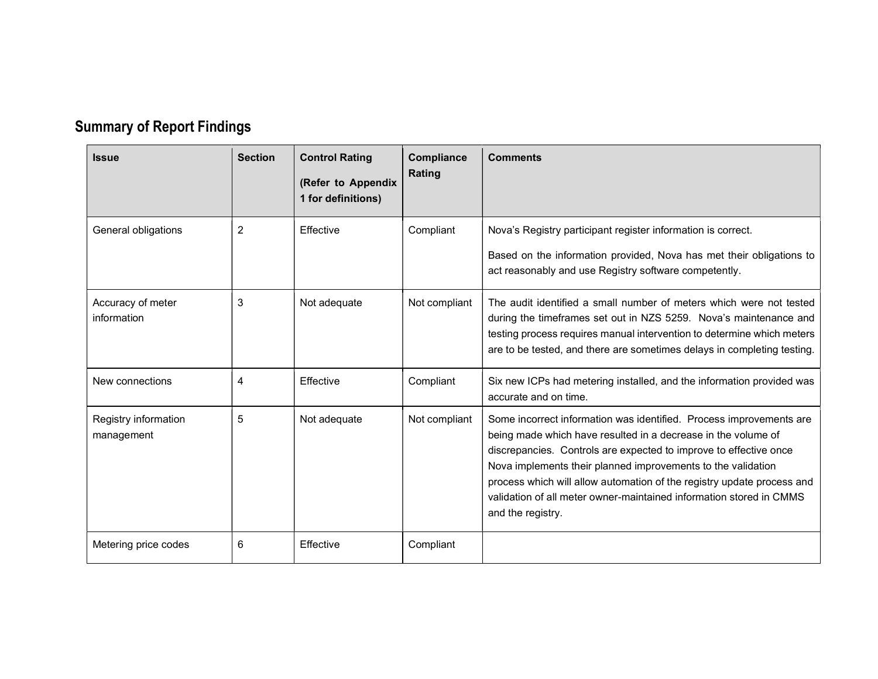## Summary of Report Findings

| Issue | Section | Control Rating (Refer to Appendix 1 for definitions) | Compliance Rating | Comments |
|---|---|---|---|---|
| General obligations | 2 | Effective | Compliant | Nova's Registry participant register information is correct. Based on the information provided, Nova has met their obligations to act reasonably and use Registry software competently. |
| Accuracy of meter information | 3 | Not adequate | Not compliant | The audit identified a small number of meters which were not tested during the timeframes set out in NZS 5259. Nova's maintenance and testing process requires manual intervention to determine which meters are to be tested, and there are sometimes delays in completing testing. |
| New connections | 4 | Effective | Compliant | Six new ICPs had metering installed, and the information provided was accurate and on time. |
| Registry information management | 5 | Not adequate | Not compliant | Some incorrect information was identified. Process improvements are being made which have resulted in a decrease in the volume of discrepancies. Controls are expected to improve to effective once Nova implements their planned improvements to the validation process which will allow automation of the registry update process and validation of all meter owner-maintained information stored in CMMS and the registry. |
| Metering price codes | 6 | Effective | Compliant | |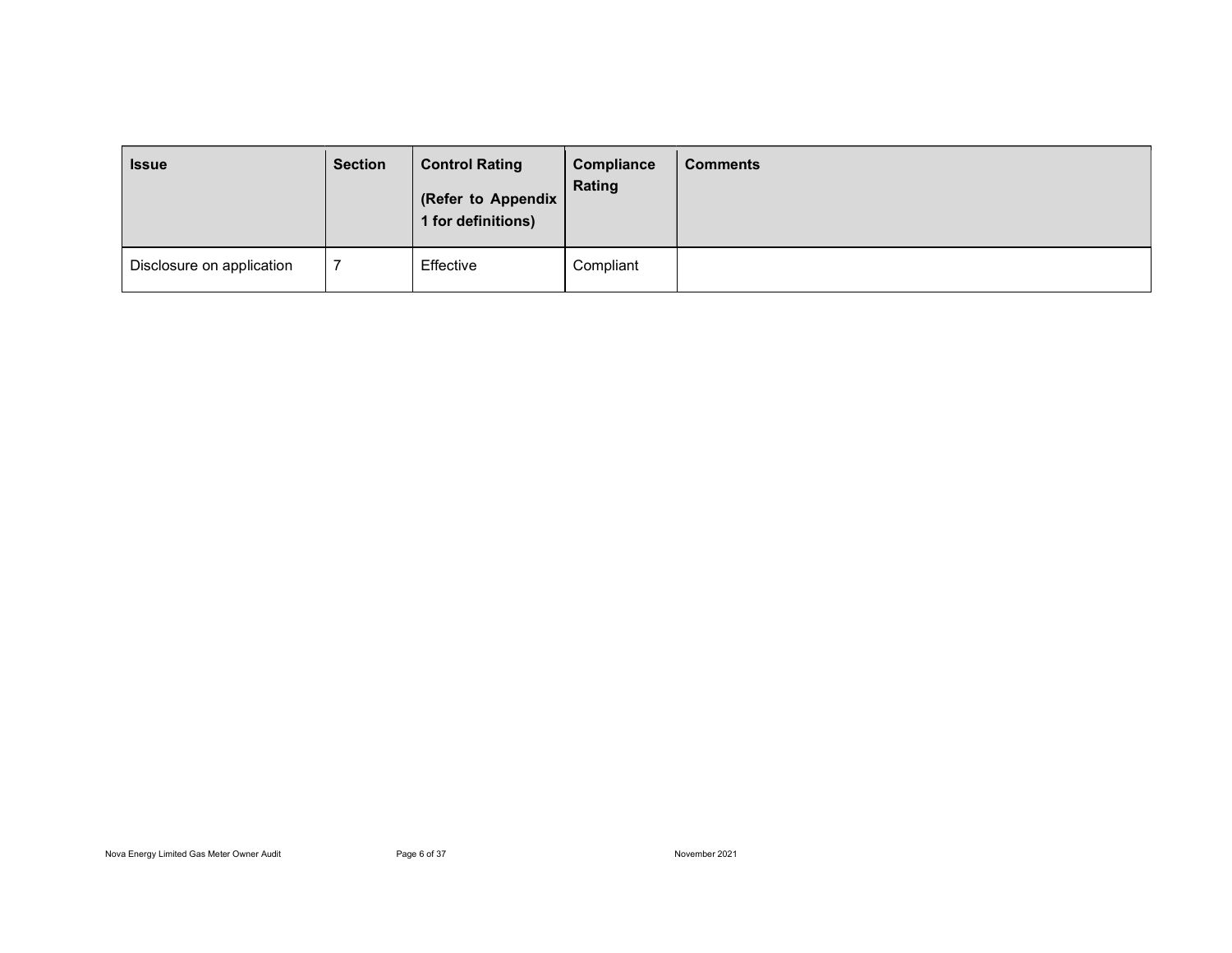| Issue | Section | Control Rating (Refer to Appendix 1 for definitions) | Compliance Rating | Comments |
|---|---|---|---|---|
| Disclosure on application | 7 | Effective | Compliant | |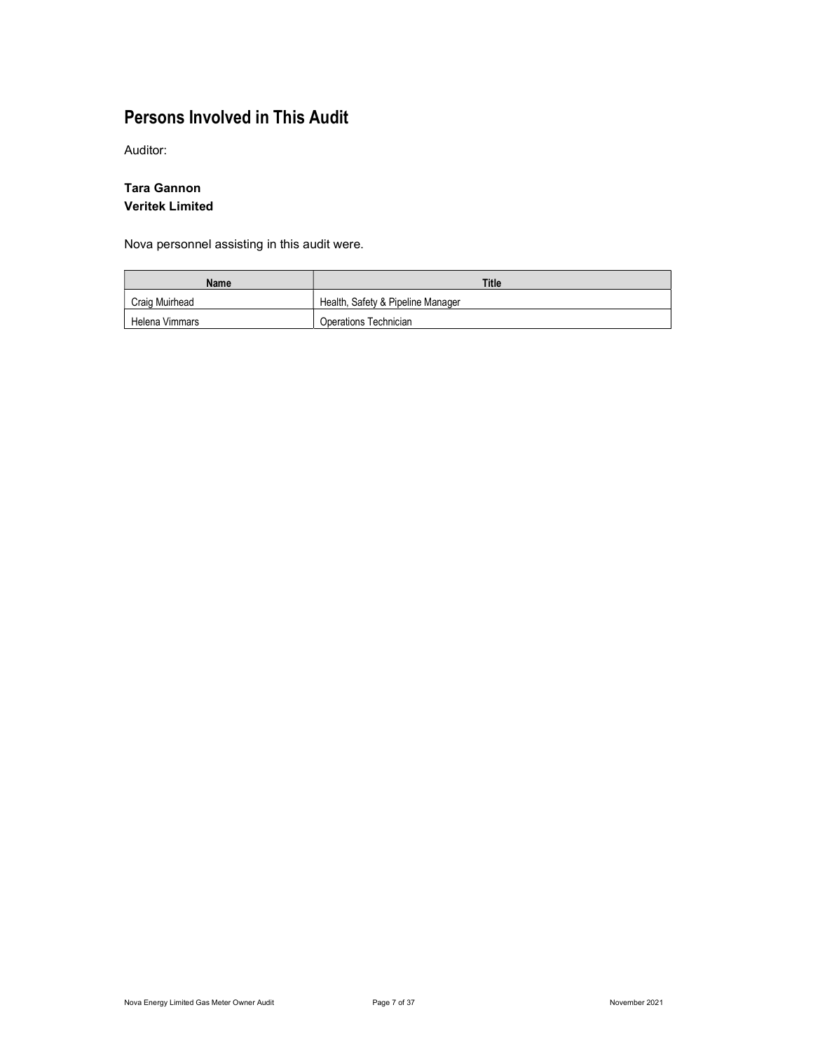# Persons Involved in This Audit

Auditor:

**Tara Gannon**
**Veritek Limited**

Nova personnel assisting in this audit were.

| Name | Title |
| --- | --- |
| Craig Muirhead | Health, Safety & Pipeline Manager |
| Helena Vimmars | Operations Technician |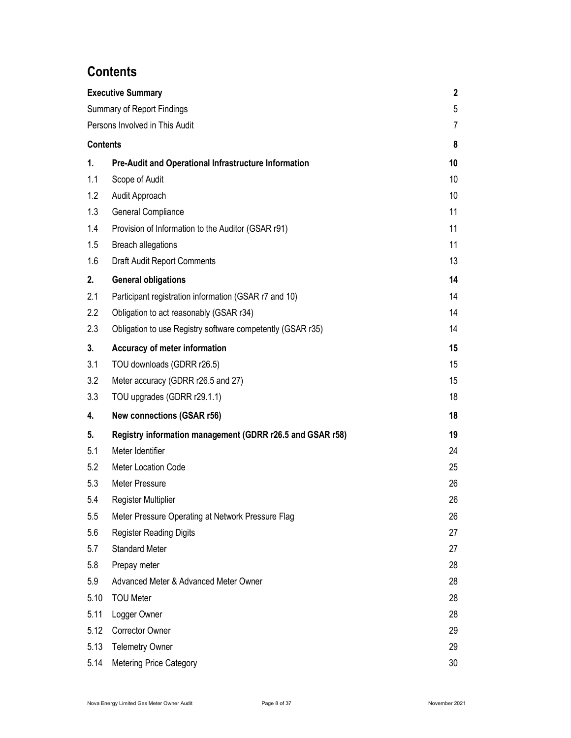## Contents

| | | |
|---|---|---|
| **Executive Summary** | | **2** |
| Summary of Report Findings | | 5 |
| Persons Involved in This Audit | | 7 |
| **Contents** | | **8** |
| **1.** | **Pre-Audit and Operational Infrastructure Information** | **10** |
| 1.1 | Scope of Audit | 10 |
| 1.2 | Audit Approach | 10 |
| 1.3 | General Compliance | 11 |
| 1.4 | Provision of Information to the Auditor (GSAR r91) | 11 |
| 1.5 | Breach allegations | 11 |
| 1.6 | Draft Audit Report Comments | 13 |
| **2.** | **General obligations** | **14** |
| 2.1 | Participant registration information (GSAR r7 and 10) | 14 |
| 2.2 | Obligation to act reasonably (GSAR r34) | 14 |
| 2.3 | Obligation to use Registry software competently (GSAR r35) | 14 |
| **3.** | **Accuracy of meter information** | **15** |
| 3.1 | TOU downloads (GDRR r26.5) | 15 |
| 3.2 | Meter accuracy (GDRR r26.5 and 27) | 15 |
| 3.3 | TOU upgrades (GDRR r29.1.1) | 18 |
| **4.** | **New connections (GSAR r56)** | **18** |
| **5.** | **Registry information management (GDRR r26.5 and GSAR r58)** | **19** |
| 5.1 | Meter Identifier | 24 |
| 5.2 | Meter Location Code | 25 |
| 5.3 | Meter Pressure | 26 |
| 5.4 | Register Multiplier | 26 |
| 5.5 | Meter Pressure Operating at Network Pressure Flag | 26 |
| 5.6 | Register Reading Digits | 27 |
| 5.7 | Standard Meter | 27 |
| 5.8 | Prepay meter | 28 |
| 5.9 | Advanced Meter & Advanced Meter Owner | 28 |
| 5.10 | TOU Meter | 28 |
| 5.11 | Logger Owner | 28 |
| 5.12 | Corrector Owner | 29 |
| 5.13 | Telemetry Owner | 29 |
| 5.14 | Metering Price Category | 30 |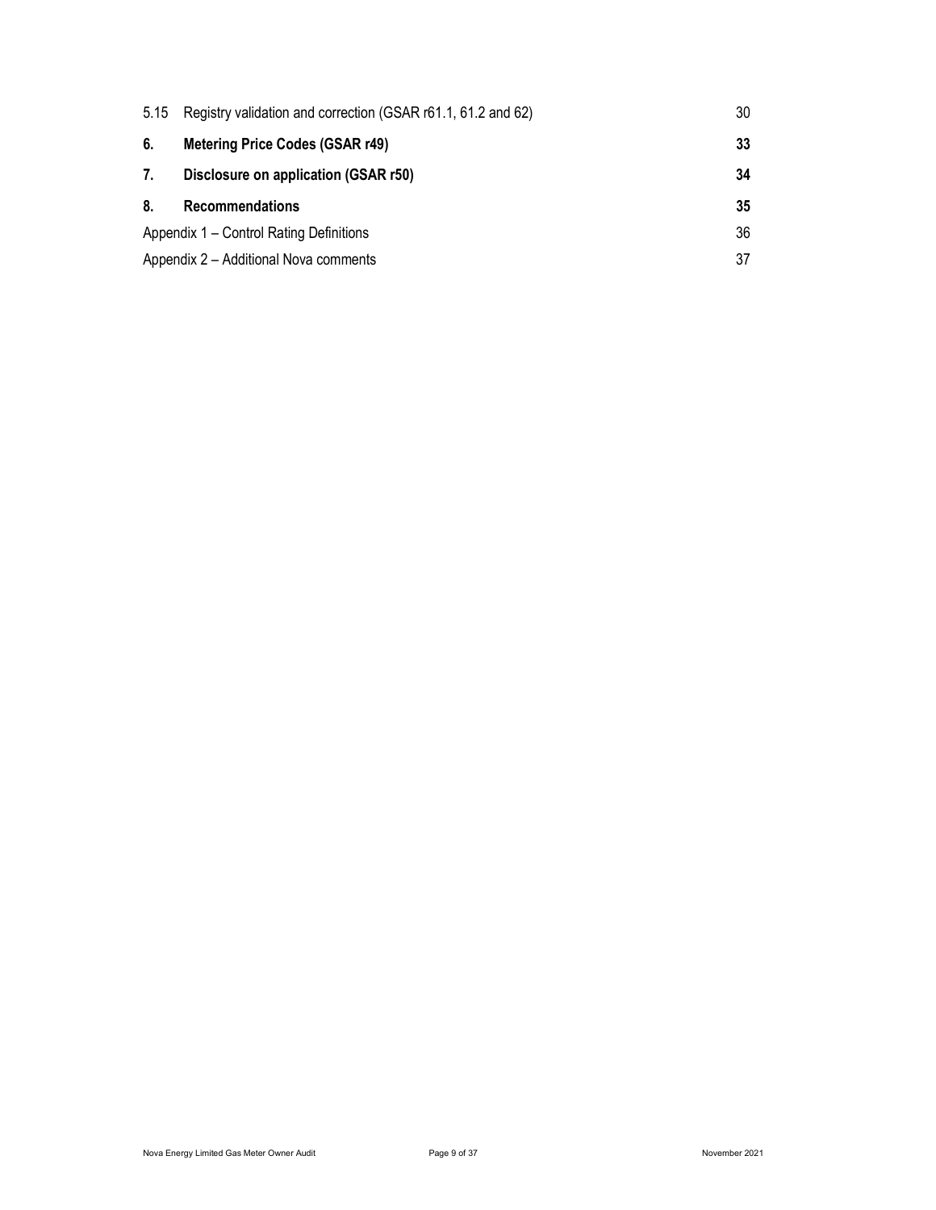| | | |
|---|---|---|
| 5.15 | Registry validation and correction (GSAR r61.1, 61.2 and 62) | 30 |
| **6.** | **Metering Price Codes (GSAR r49)** | **33** |
| **7.** | **Disclosure on application (GSAR r50)** | **34** |
| **8.** | **Recommendations** | **35** |
| Appendix 1 – Control Rating Definitions | | 36 |
| Appendix 2 – Additional Nova comments | | 37 |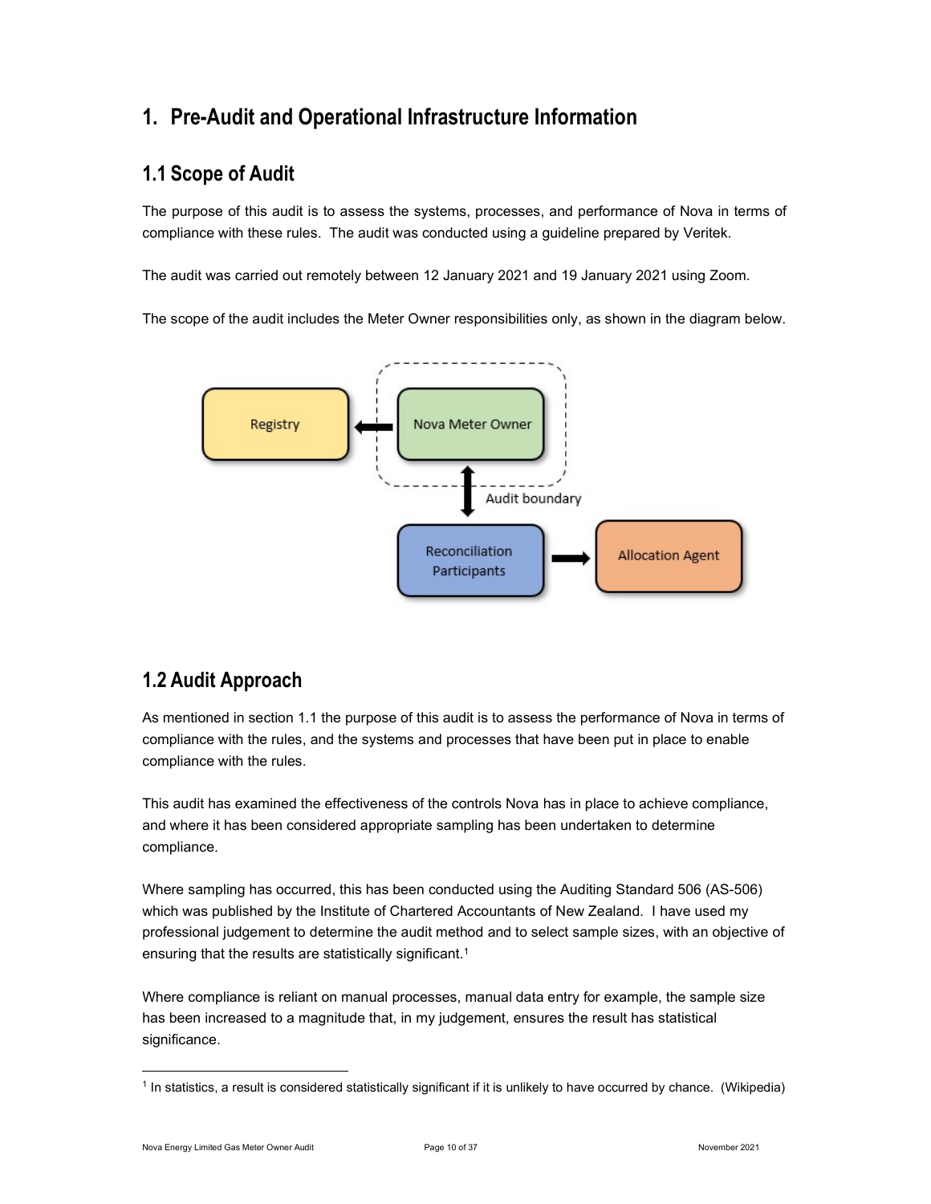# 1. Pre-Audit and Operational Infrastructure Information

## 1.1 Scope of Audit

The purpose of this audit is to assess the systems, processes, and performance of Nova in terms of compliance with these rules. The audit was conducted using a guideline prepared by Veritek.

The audit was carried out remotely between 12 January 2021 and 19 January 2021 using Zoom.

The scope of the audit includes the Meter Owner responsibilities only, as shown in the diagram below.

Registry | Nova Meter Owner | Audit boundary | Reconciliation Participants | Allocation Agent

## 1.2 Audit Approach

As mentioned in section 1.1 the purpose of this audit is to assess the performance of Nova in terms of compliance with the rules, and the systems and processes that have been put in place to enable compliance with the rules.

This audit has examined the effectiveness of the controls Nova has in place to achieve compliance, and where it has been considered appropriate sampling has been undertaken to determine compliance.

Where sampling has occurred, this has been conducted using the Auditing Standard 506 (AS-506) which was published by the Institute of Chartered Accountants of New Zealand. I have used my professional judgement to determine the audit method and to select sample sizes, with an objective of ensuring that the results are statistically significant.[1]

Where compliance is reliant on manual processes, manual data entry for example, the sample size has been increased to a magnitude that, in my judgement, ensures the result has statistical significance.

[1] In statistics, a result is considered statistically significant if it is unlikely to have occurred by chance. (Wikipedia)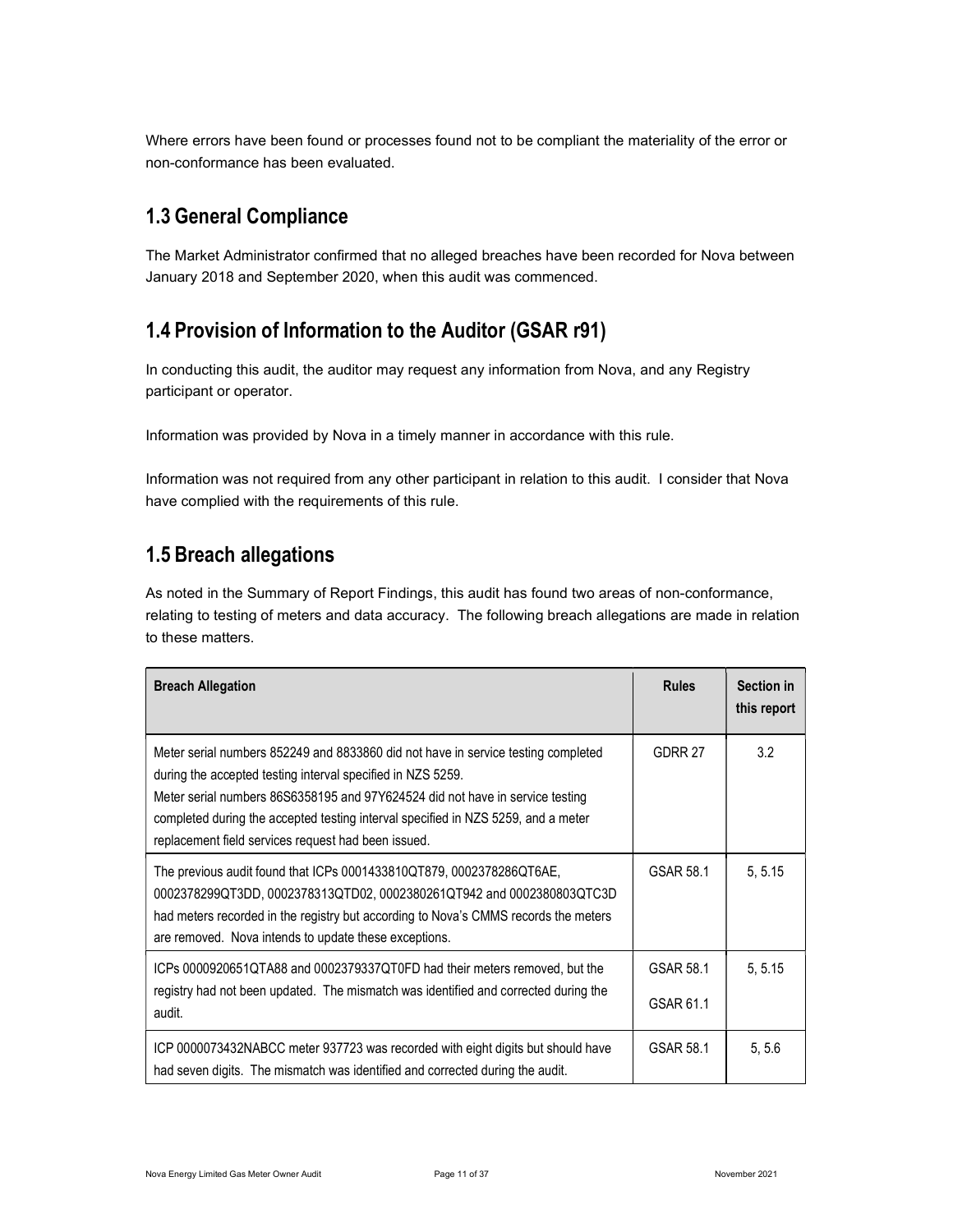Where errors have been found or processes found not to be compliant the materiality of the error or non-conformance has been evaluated.

## 1.3 General Compliance

The Market Administrator confirmed that no alleged breaches have been recorded for Nova between January 2018 and September 2020, when this audit was commenced.

## 1.4 Provision of Information to the Auditor (GSAR r91)

In conducting this audit, the auditor may request any information from Nova, and any Registry participant or operator.

Information was provided by Nova in a timely manner in accordance with this rule.

Information was not required from any other participant in relation to this audit. I consider that Nova have complied with the requirements of this rule.

## 1.5 Breach allegations

As noted in the Summary of Report Findings, this audit has found two areas of non-conformance, relating to testing of meters and data accuracy. The following breach allegations are made in relation to these matters.

| Breach Allegation | Rules | Section in this report |
| --- | --- | --- |
| Meter serial numbers 852249 and 8833860 did not have in service testing completed during the accepted testing interval specified in NZS 5259.<br>Meter serial numbers 86S6358195 and 97Y624524 did not have in service testing completed during the accepted testing interval specified in NZS 5259, and a meter replacement field services request had been issued. | GDRR 27 | 3.2 |
| The previous audit found that ICPs 0001433810QT879, 0002378286QT6AE, 0002378299QT3DD, 0002378313QTD02, 0002380261QT942 and 0002380803QTC3D had meters recorded in the registry but according to Nova's CMMS records the meters are removed. Nova intends to update these exceptions. | GSAR 58.1 | 5, 5.15 |
| ICPs 0000920651QTA88 and 0002379337QT0FD had their meters removed, but the registry had not been updated. The mismatch was identified and corrected during the audit. | GSAR 58.1<br>GSAR 61.1 | 5, 5.15 |
| ICP 0000073432NABCC meter 937723 was recorded with eight digits but should have had seven digits. The mismatch was identified and corrected during the audit. | GSAR 58.1 | 5, 5.6 |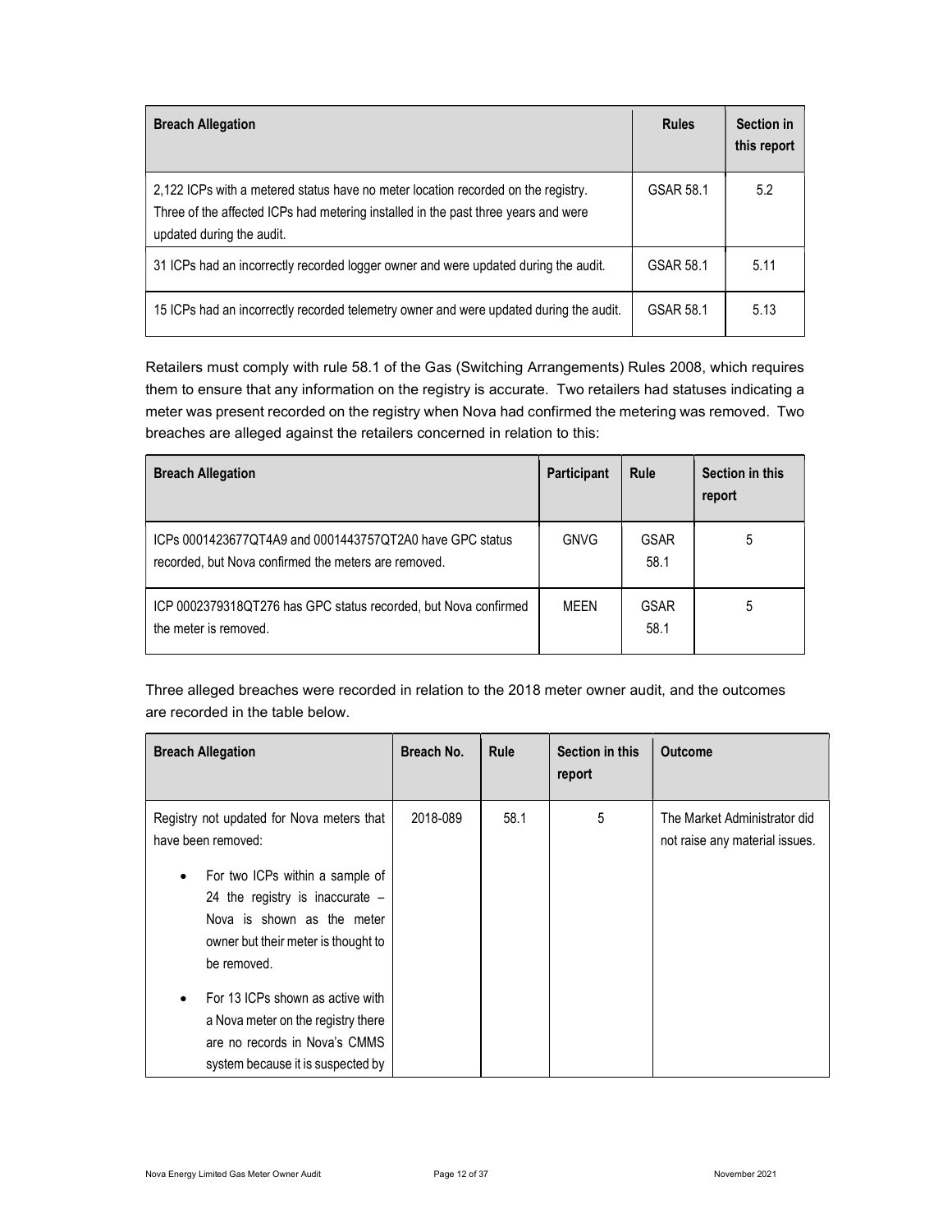| Breach Allegation | Rules | Section in this report |
|---|---|---|
| 2,122 ICPs with a metered status have no meter location recorded on the registry. Three of the affected ICPs had metering installed in the past three years and were updated during the audit. | GSAR 58.1 | 5.2 |
| 31 ICPs had an incorrectly recorded logger owner and were updated during the audit. | GSAR 58.1 | 5.11 |
| 15 ICPs had an incorrectly recorded telemetry owner and were updated during the audit. | GSAR 58.1 | 5.13 |

Retailers must comply with rule 58.1 of the Gas (Switching Arrangements) Rules 2008, which requires them to ensure that any information on the registry is accurate. Two retailers had statuses indicating a meter was present recorded on the registry when Nova had confirmed the metering was removed. Two breaches are alleged against the retailers concerned in relation to this:

| Breach Allegation | Participant | Rule | Section in this report |
|---|---|---|---|
| ICPs 0001423677QT4A9 and 0001443757QT2A0 have GPC status recorded, but Nova confirmed the meters are removed. | GNVG | GSAR 58.1 | 5 |
| ICP 0002379318QT276 has GPC status recorded, but Nova confirmed the meter is removed. | MEEN | GSAR 58.1 | 5 |

Three alleged breaches were recorded in relation to the 2018 meter owner audit, and the outcomes are recorded in the table below.

| Breach Allegation | Breach No. | Rule | Section in this report | Outcome |
|---|---|---|---|---|
| Registry not updated for Nova meters that have been removed:<br>• For two ICPs within a sample of 24 the registry is inaccurate – Nova is shown as the meter owner but their meter is thought to be removed.<br>• For 13 ICPs shown as active with a Nova meter on the registry there are no records in Nova's CMMS system because it is suspected by | 2018-089 | 58.1 | 5 | The Market Administrator did not raise any material issues. |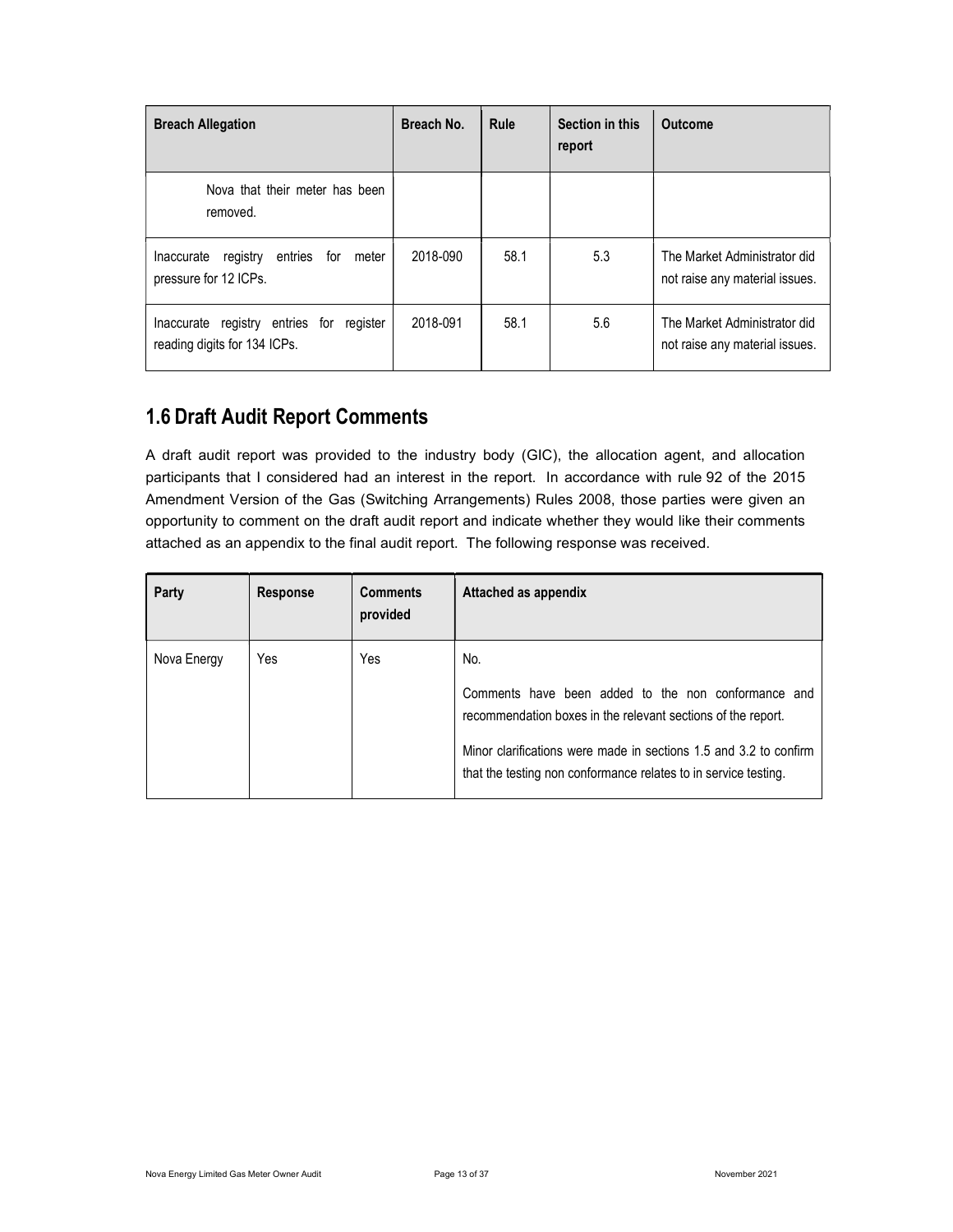| Breach Allegation | Breach No. | Rule | Section in this report | Outcome |
|---|---|---|---|---|
| Nova that their meter has been removed. | | | | |
| Inaccurate registry entries for meter pressure for 12 ICPs. | 2018-090 | 58.1 | 5.3 | The Market Administrator did not raise any material issues. |
| Inaccurate registry entries for register reading digits for 134 ICPs. | 2018-091 | 58.1 | 5.6 | The Market Administrator did not raise any material issues. |

## 1.6 Draft Audit Report Comments

A draft audit report was provided to the industry body (GIC), the allocation agent, and allocation participants that I considered had an interest in the report. In accordance with rule 92 of the 2015 Amendment Version of the Gas (Switching Arrangements) Rules 2008, those parties were given an opportunity to comment on the draft audit report and indicate whether they would like their comments attached as an appendix to the final audit report. The following response was received.

| Party | Response | Comments provided | Attached as appendix |
|---|---|---|---|
| Nova Energy | Yes | Yes | No.<br><br>Comments have been added to the non conformance and recommendation boxes in the relevant sections of the report.<br><br>Minor clarifications were made in sections 1.5 and 3.2 to confirm that the testing non conformance relates to in service testing. |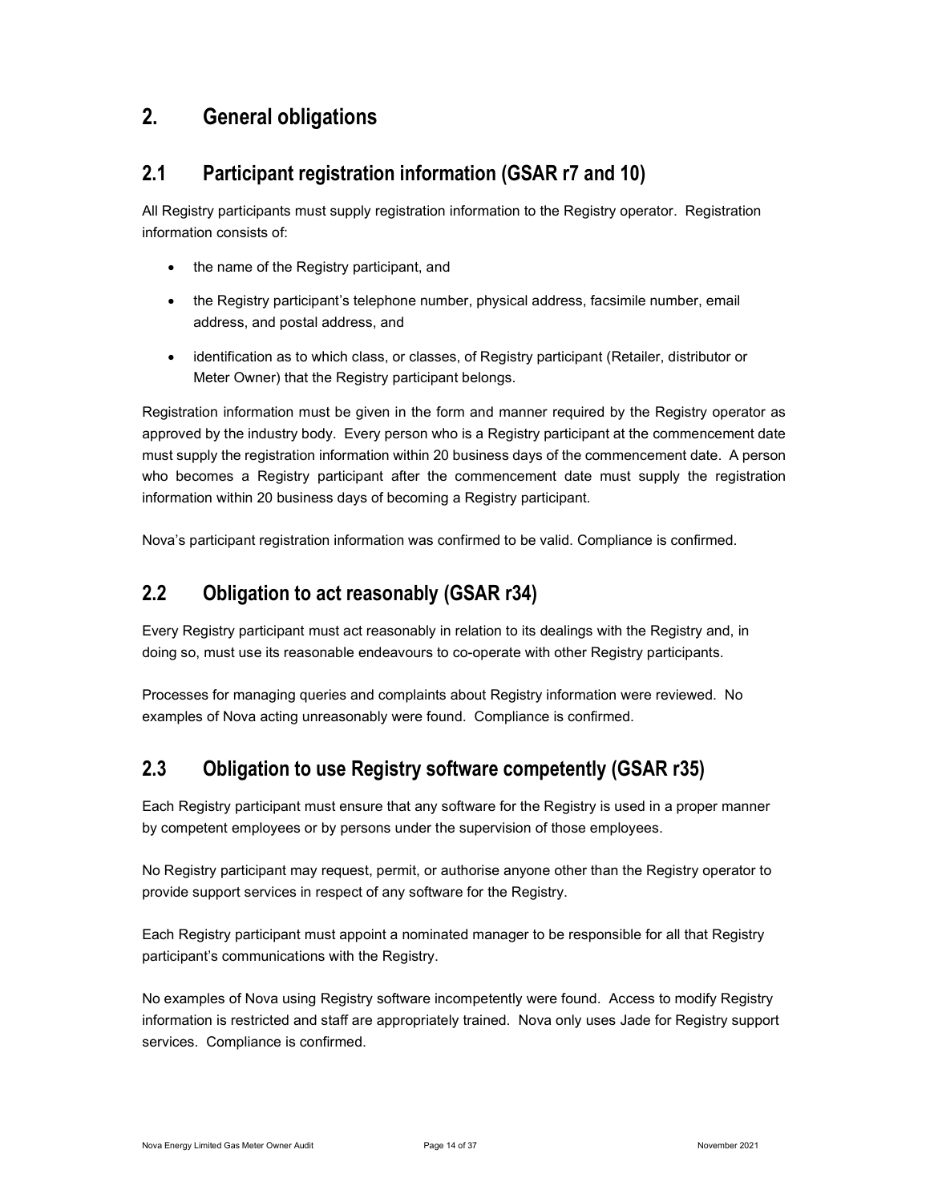# 2. General obligations

## 2.1 Participant registration information (GSAR r7 and 10)

All Registry participants must supply registration information to the Registry operator. Registration information consists of:

- the name of the Registry participant, and
- the Registry participant's telephone number, physical address, facsimile number, email address, and postal address, and
- identification as to which class, or classes, of Registry participant (Retailer, distributor or Meter Owner) that the Registry participant belongs.

Registration information must be given in the form and manner required by the Registry operator as approved by the industry body. Every person who is a Registry participant at the commencement date must supply the registration information within 20 business days of the commencement date. A person who becomes a Registry participant after the commencement date must supply the registration information within 20 business days of becoming a Registry participant.

Nova's participant registration information was confirmed to be valid. Compliance is confirmed.

## 2.2 Obligation to act reasonably (GSAR r34)

Every Registry participant must act reasonably in relation to its dealings with the Registry and, in doing so, must use its reasonable endeavours to co-operate with other Registry participants.

Processes for managing queries and complaints about Registry information were reviewed. No examples of Nova acting unreasonably were found. Compliance is confirmed.

## 2.3 Obligation to use Registry software competently (GSAR r35)

Each Registry participant must ensure that any software for the Registry is used in a proper manner by competent employees or by persons under the supervision of those employees.

No Registry participant may request, permit, or authorise anyone other than the Registry operator to provide support services in respect of any software for the Registry.

Each Registry participant must appoint a nominated manager to be responsible for all that Registry participant's communications with the Registry.

No examples of Nova using Registry software incompetently were found. Access to modify Registry information is restricted and staff are appropriately trained. Nova only uses Jade for Registry support services. Compliance is confirmed.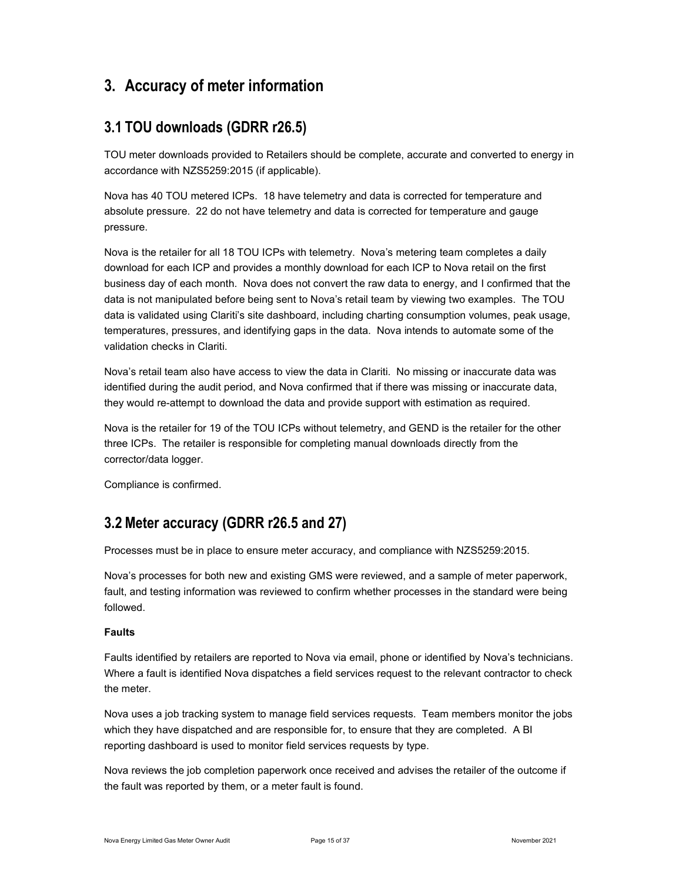# 3. Accuracy of meter information

## 3.1 TOU downloads (GDRR r26.5)

TOU meter downloads provided to Retailers should be complete, accurate and converted to energy in accordance with NZS5259:2015 (if applicable).

Nova has 40 TOU metered ICPs. 18 have telemetry and data is corrected for temperature and absolute pressure. 22 do not have telemetry and data is corrected for temperature and gauge pressure.

Nova is the retailer for all 18 TOU ICPs with telemetry. Nova's metering team completes a daily download for each ICP and provides a monthly download for each ICP to Nova retail on the first business day of each month. Nova does not convert the raw data to energy, and I confirmed that the data is not manipulated before being sent to Nova's retail team by viewing two examples. The TOU data is validated using Clariti's site dashboard, including charting consumption volumes, peak usage, temperatures, pressures, and identifying gaps in the data. Nova intends to automate some of the validation checks in Clariti.

Nova's retail team also have access to view the data in Clariti. No missing or inaccurate data was identified during the audit period, and Nova confirmed that if there was missing or inaccurate data, they would re-attempt to download the data and provide support with estimation as required.

Nova is the retailer for 19 of the TOU ICPs without telemetry, and GEND is the retailer for the other three ICPs. The retailer is responsible for completing manual downloads directly from the corrector/data logger.

Compliance is confirmed.

## 3.2 Meter accuracy (GDRR r26.5 and 27)

Processes must be in place to ensure meter accuracy, and compliance with NZS5259:2015.

Nova's processes for both new and existing GMS were reviewed, and a sample of meter paperwork, fault, and testing information was reviewed to confirm whether processes in the standard were being followed.

**Faults**

Faults identified by retailers are reported to Nova via email, phone or identified by Nova's technicians. Where a fault is identified Nova dispatches a field services request to the relevant contractor to check the meter.

Nova uses a job tracking system to manage field services requests. Team members monitor the jobs which they have dispatched and are responsible for, to ensure that they are completed. A BI reporting dashboard is used to monitor field services requests by type.

Nova reviews the job completion paperwork once received and advises the retailer of the outcome if the fault was reported by them, or a meter fault is found.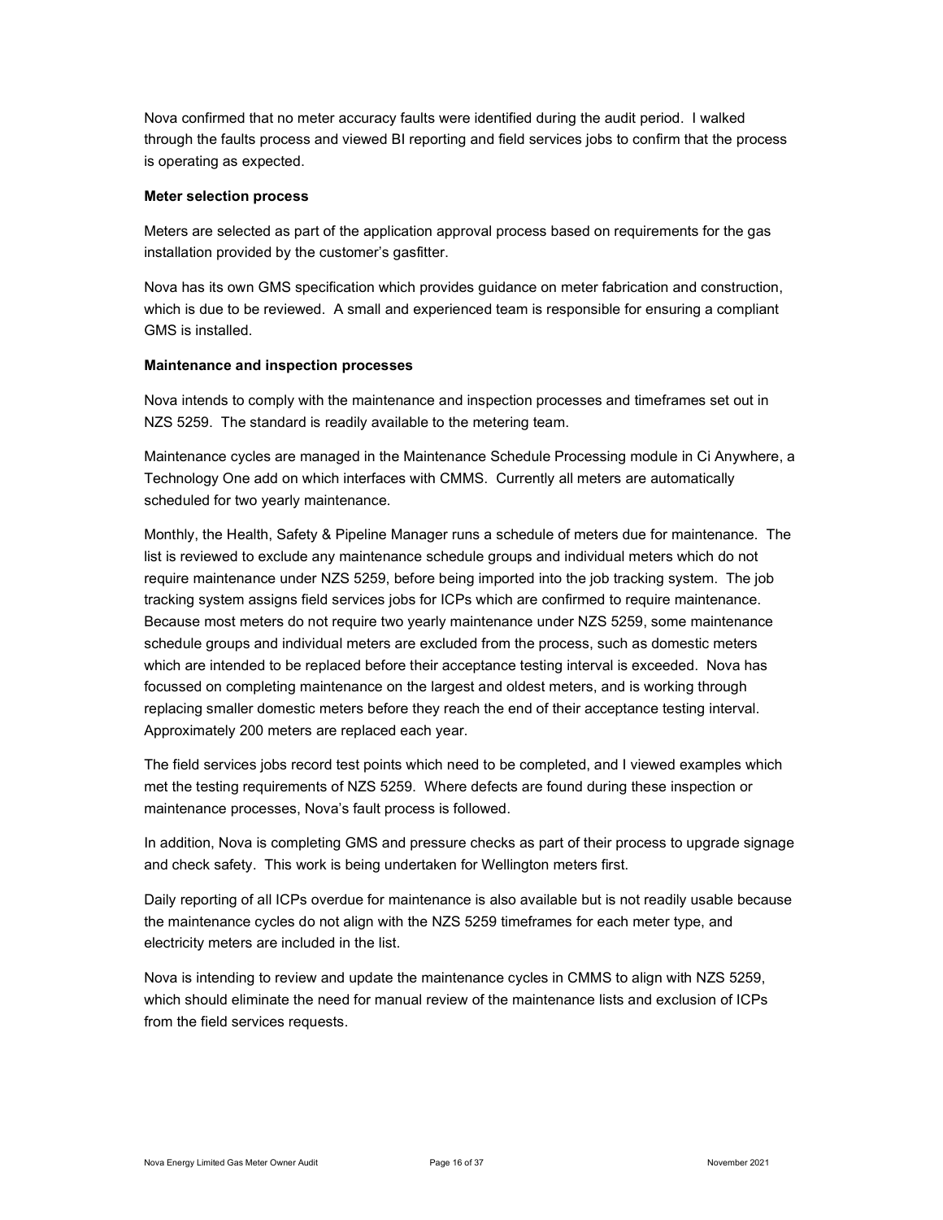Nova confirmed that no meter accuracy faults were identified during the audit period. I walked through the faults process and viewed BI reporting and field services jobs to confirm that the process is operating as expected.

**Meter selection process**

Meters are selected as part of the application approval process based on requirements for the gas installation provided by the customer's gasfitter.

Nova has its own GMS specification which provides guidance on meter fabrication and construction, which is due to be reviewed. A small and experienced team is responsible for ensuring a compliant GMS is installed.

**Maintenance and inspection processes**

Nova intends to comply with the maintenance and inspection processes and timeframes set out in NZS 5259. The standard is readily available to the metering team.

Maintenance cycles are managed in the Maintenance Schedule Processing module in Ci Anywhere, a Technology One add on which interfaces with CMMS. Currently all meters are automatically scheduled for two yearly maintenance.

Monthly, the Health, Safety & Pipeline Manager runs a schedule of meters due for maintenance. The list is reviewed to exclude any maintenance schedule groups and individual meters which do not require maintenance under NZS 5259, before being imported into the job tracking system. The job tracking system assigns field services jobs for ICPs which are confirmed to require maintenance. Because most meters do not require two yearly maintenance under NZS 5259, some maintenance schedule groups and individual meters are excluded from the process, such as domestic meters which are intended to be replaced before their acceptance testing interval is exceeded. Nova has focussed on completing maintenance on the largest and oldest meters, and is working through replacing smaller domestic meters before they reach the end of their acceptance testing interval. Approximately 200 meters are replaced each year.

The field services jobs record test points which need to be completed, and I viewed examples which met the testing requirements of NZS 5259. Where defects are found during these inspection or maintenance processes, Nova's fault process is followed.

In addition, Nova is completing GMS and pressure checks as part of their process to upgrade signage and check safety. This work is being undertaken for Wellington meters first.

Daily reporting of all ICPs overdue for maintenance is also available but is not readily usable because the maintenance cycles do not align with the NZS 5259 timeframes for each meter type, and electricity meters are included in the list.

Nova is intending to review and update the maintenance cycles in CMMS to align with NZS 5259, which should eliminate the need for manual review of the maintenance lists and exclusion of ICPs from the field services requests.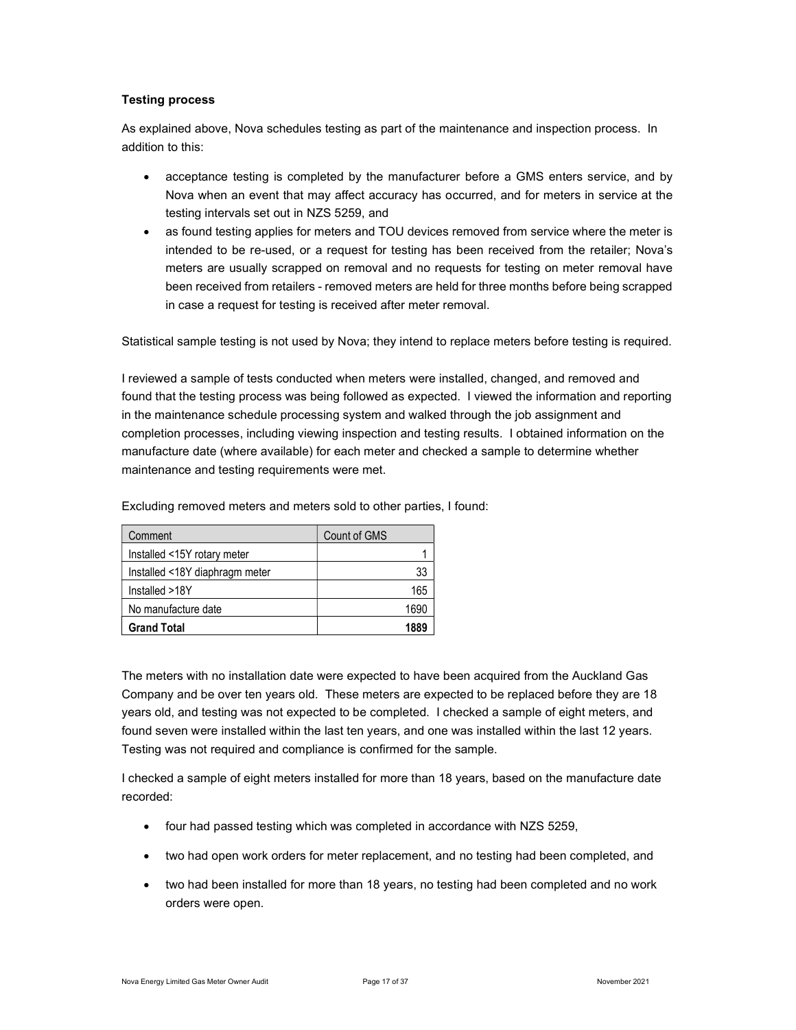**Testing process**

As explained above, Nova schedules testing as part of the maintenance and inspection process. In addition to this:

- acceptance testing is completed by the manufacturer before a GMS enters service, and by Nova when an event that may affect accuracy has occurred, and for meters in service at the testing intervals set out in NZS 5259, and
- as found testing applies for meters and TOU devices removed from service where the meter is intended to be re-used, or a request for testing has been received from the retailer; Nova's meters are usually scrapped on removal and no requests for testing on meter removal have been received from retailers - removed meters are held for three months before being scrapped in case a request for testing is received after meter removal.

Statistical sample testing is not used by Nova; they intend to replace meters before testing is required.

I reviewed a sample of tests conducted when meters were installed, changed, and removed and found that the testing process was being followed as expected. I viewed the information and reporting in the maintenance schedule processing system and walked through the job assignment and completion processes, including viewing inspection and testing results. I obtained information on the manufacture date (where available) for each meter and checked a sample to determine whether maintenance and testing requirements were met.

Excluding removed meters and meters sold to other parties, I found:

| Comment | Count of GMS |
|---|---|
| Installed <15Y rotary meter | 1 |
| Installed <18Y diaphragm meter | 33 |
| Installed >18Y | 165 |
| No manufacture date | 1690 |
| **Grand Total** | **1889** |

The meters with no installation date were expected to have been acquired from the Auckland Gas Company and be over ten years old. These meters are expected to be replaced before they are 18 years old, and testing was not expected to be completed. I checked a sample of eight meters, and found seven were installed within the last ten years, and one was installed within the last 12 years. Testing was not required and compliance is confirmed for the sample.

I checked a sample of eight meters installed for more than 18 years, based on the manufacture date recorded:

- four had passed testing which was completed in accordance with NZS 5259,
- two had open work orders for meter replacement, and no testing had been completed, and
- two had been installed for more than 18 years, no testing had been completed and no work orders were open.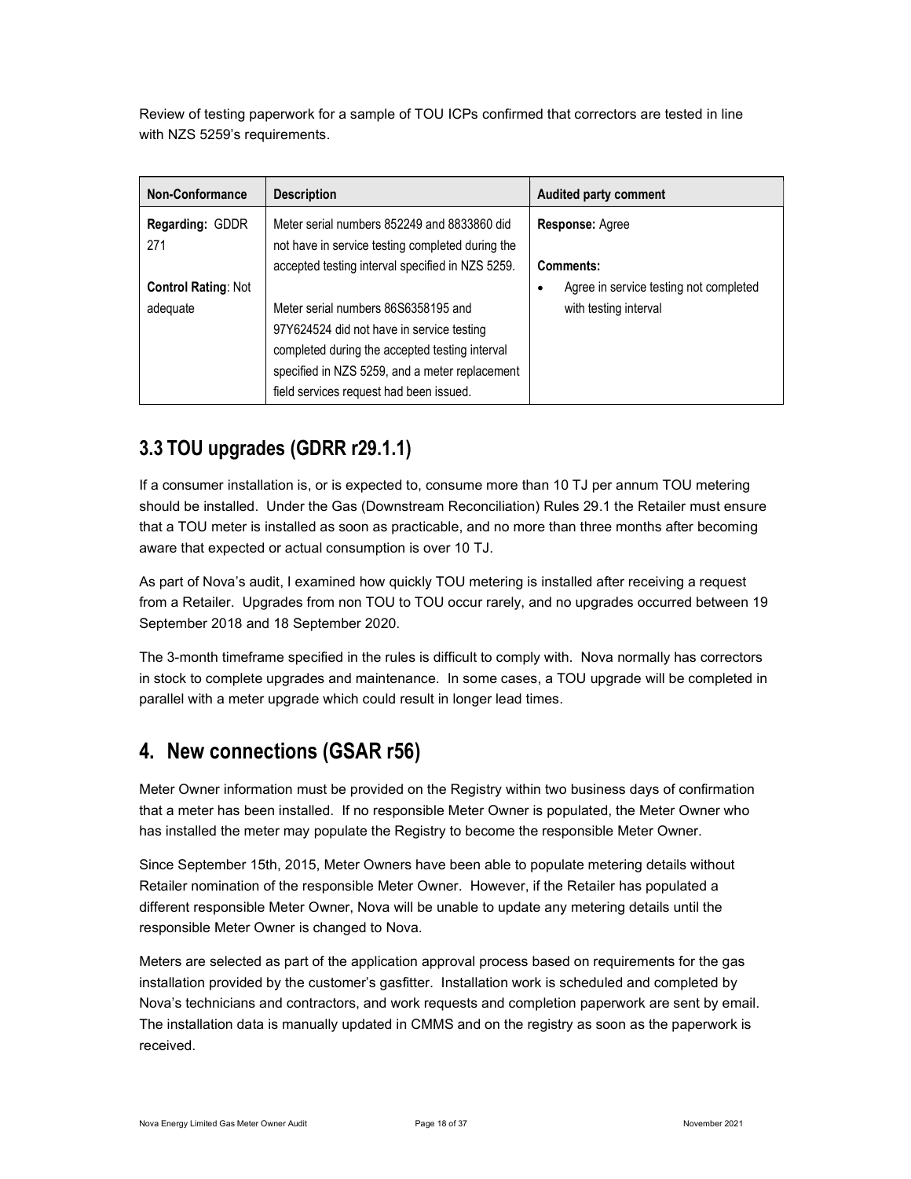Review of testing paperwork for a sample of TOU ICPs confirmed that correctors are tested in line with NZS 5259's requirements.

| Non-Conformance | Description | Audited party comment |
|---|---|---|
| **Regarding:** GDDR 271<br><br>**Control Rating**: Not adequate | Meter serial numbers 852249 and 8833860 did not have in service testing completed during the accepted testing interval specified in NZS 5259.<br><br>Meter serial numbers 86S6358195 and 97Y624524 did not have in service testing completed during the accepted testing interval specified in NZS 5259, and a meter replacement field services request had been issued. | **Response:** Agree<br><br>**Comments:**<br>• Agree in service testing not completed with testing interval |

## 3.3 TOU upgrades (GDRR r29.1.1)

If a consumer installation is, or is expected to, consume more than 10 TJ per annum TOU metering should be installed. Under the Gas (Downstream Reconciliation) Rules 29.1 the Retailer must ensure that a TOU meter is installed as soon as practicable, and no more than three months after becoming aware that expected or actual consumption is over 10 TJ.

As part of Nova's audit, I examined how quickly TOU metering is installed after receiving a request from a Retailer. Upgrades from non TOU to TOU occur rarely, and no upgrades occurred between 19 September 2018 and 18 September 2020.

The 3-month timeframe specified in the rules is difficult to comply with. Nova normally has correctors in stock to complete upgrades and maintenance. In some cases, a TOU upgrade will be completed in parallel with a meter upgrade which could result in longer lead times.

# 4. New connections (GSAR r56)

Meter Owner information must be provided on the Registry within two business days of confirmation that a meter has been installed. If no responsible Meter Owner is populated, the Meter Owner who has installed the meter may populate the Registry to become the responsible Meter Owner.

Since September 15th, 2015, Meter Owners have been able to populate metering details without Retailer nomination of the responsible Meter Owner. However, if the Retailer has populated a different responsible Meter Owner, Nova will be unable to update any metering details until the responsible Meter Owner is changed to Nova.

Meters are selected as part of the application approval process based on requirements for the gas installation provided by the customer's gasfitter. Installation work is scheduled and completed by Nova's technicians and contractors, and work requests and completion paperwork are sent by email. The installation data is manually updated in CMMS and on the registry as soon as the paperwork is received.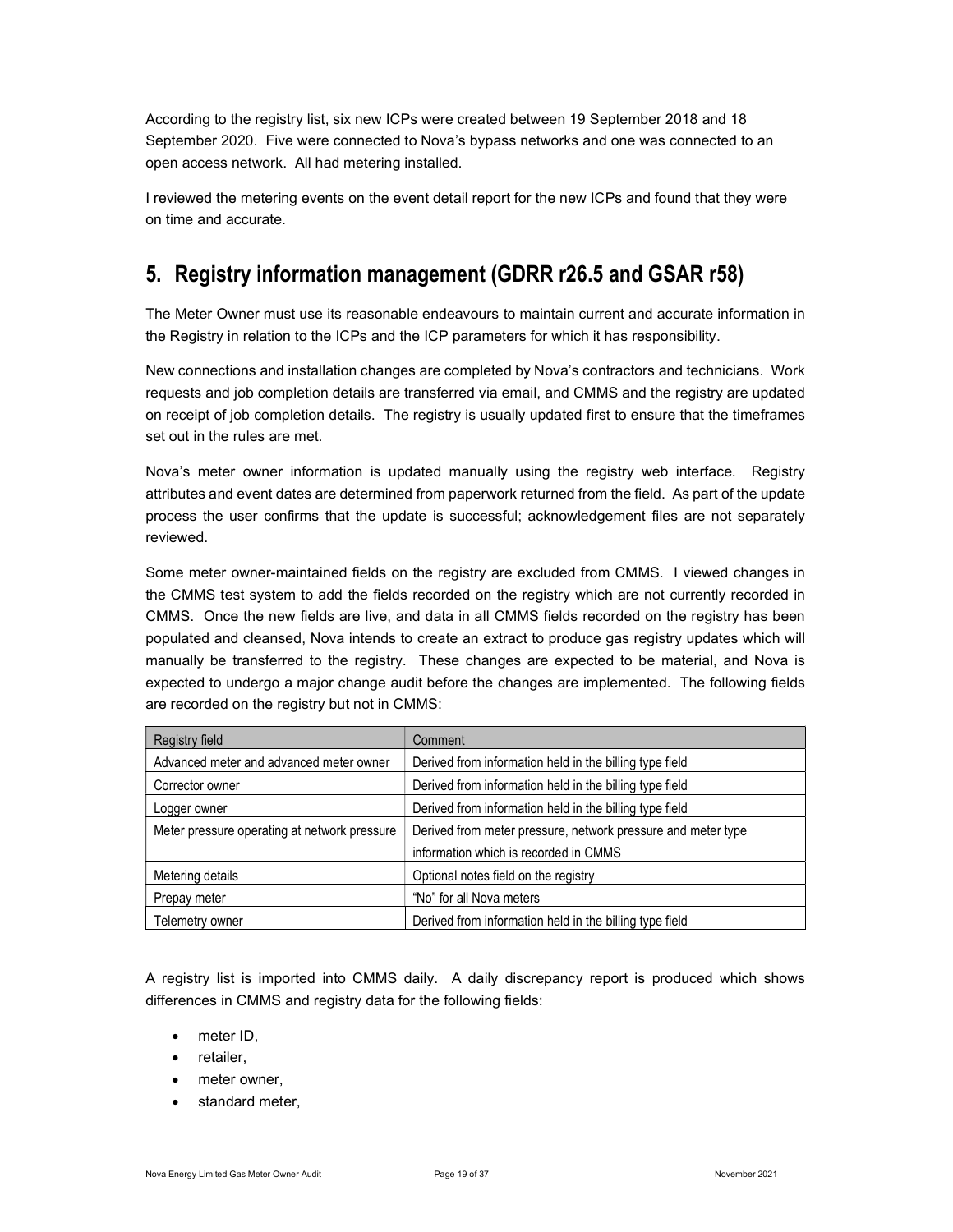According to the registry list, six new ICPs were created between 19 September 2018 and 18 September 2020. Five were connected to Nova's bypass networks and one was connected to an open access network. All had metering installed.

I reviewed the metering events on the event detail report for the new ICPs and found that they were on time and accurate.

## 5. Registry information management (GDRR r26.5 and GSAR r58)

The Meter Owner must use its reasonable endeavours to maintain current and accurate information in the Registry in relation to the ICPs and the ICP parameters for which it has responsibility.

New connections and installation changes are completed by Nova's contractors and technicians. Work requests and job completion details are transferred via email, and CMMS and the registry are updated on receipt of job completion details. The registry is usually updated first to ensure that the timeframes set out in the rules are met.

Nova's meter owner information is updated manually using the registry web interface. Registry attributes and event dates are determined from paperwork returned from the field. As part of the update process the user confirms that the update is successful; acknowledgement files are not separately reviewed.

Some meter owner-maintained fields on the registry are excluded from CMMS. I viewed changes in the CMMS test system to add the fields recorded on the registry which are not currently recorded in CMMS. Once the new fields are live, and data in all CMMS fields recorded on the registry has been populated and cleansed, Nova intends to create an extract to produce gas registry updates which will manually be transferred to the registry. These changes are expected to be material, and Nova is expected to undergo a major change audit before the changes are implemented. The following fields are recorded on the registry but not in CMMS:

| Registry field | Comment |
|---|---|
| Advanced meter and advanced meter owner | Derived from information held in the billing type field |
| Corrector owner | Derived from information held in the billing type field |
| Logger owner | Derived from information held in the billing type field |
| Meter pressure operating at network pressure | Derived from meter pressure, network pressure and meter type information which is recorded in CMMS |
| Metering details | Optional notes field on the registry |
| Prepay meter | "No" for all Nova meters |
| Telemetry owner | Derived from information held in the billing type field |

A registry list is imported into CMMS daily. A daily discrepancy report is produced which shows differences in CMMS and registry data for the following fields:

- meter ID,
- retailer,
- meter owner,
- standard meter,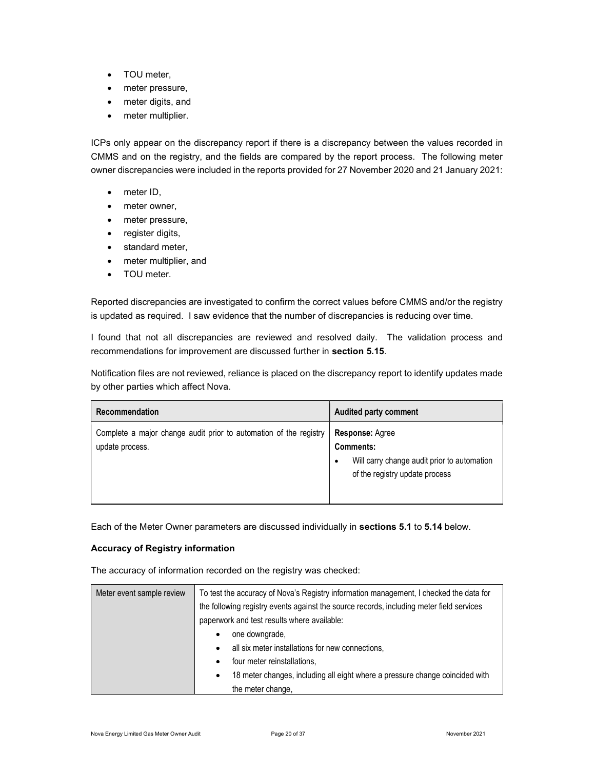- TOU meter,
- meter pressure,
- meter digits, and
- meter multiplier.

ICPs only appear on the discrepancy report if there is a discrepancy between the values recorded in CMMS and on the registry, and the fields are compared by the report process. The following meter owner discrepancies were included in the reports provided for 27 November 2020 and 21 January 2021:

- meter ID,
- meter owner,
- meter pressure,
- register digits,
- standard meter,
- meter multiplier, and
- TOU meter.

Reported discrepancies are investigated to confirm the correct values before CMMS and/or the registry is updated as required. I saw evidence that the number of discrepancies is reducing over time.

I found that not all discrepancies are reviewed and resolved daily. The validation process and recommendations for improvement are discussed further in **section 5.15**.

Notification files are not reviewed, reliance is placed on the discrepancy report to identify updates made by other parties which affect Nova.

| Recommendation | Audited party comment |
|---|---|
| Complete a major change audit prior to automation of the registry update process. | **Response:** Agree<br>**Comments:**<br>• Will carry change audit prior to automation of the registry update process |

Each of the Meter Owner parameters are discussed individually in **sections 5.1** to **5.14** below.

**Accuracy of Registry information**

The accuracy of information recorded on the registry was checked:

| Meter event sample review | To test the accuracy of Nova's Registry information management, I checked the data for the following registry events against the source records, including meter field services paperwork and test results where available:<br>• one downgrade,<br>• all six meter installations for new connections,<br>• four meter reinstallations,<br>• 18 meter changes, including all eight where a pressure change coincided with the meter change, |
|---|---|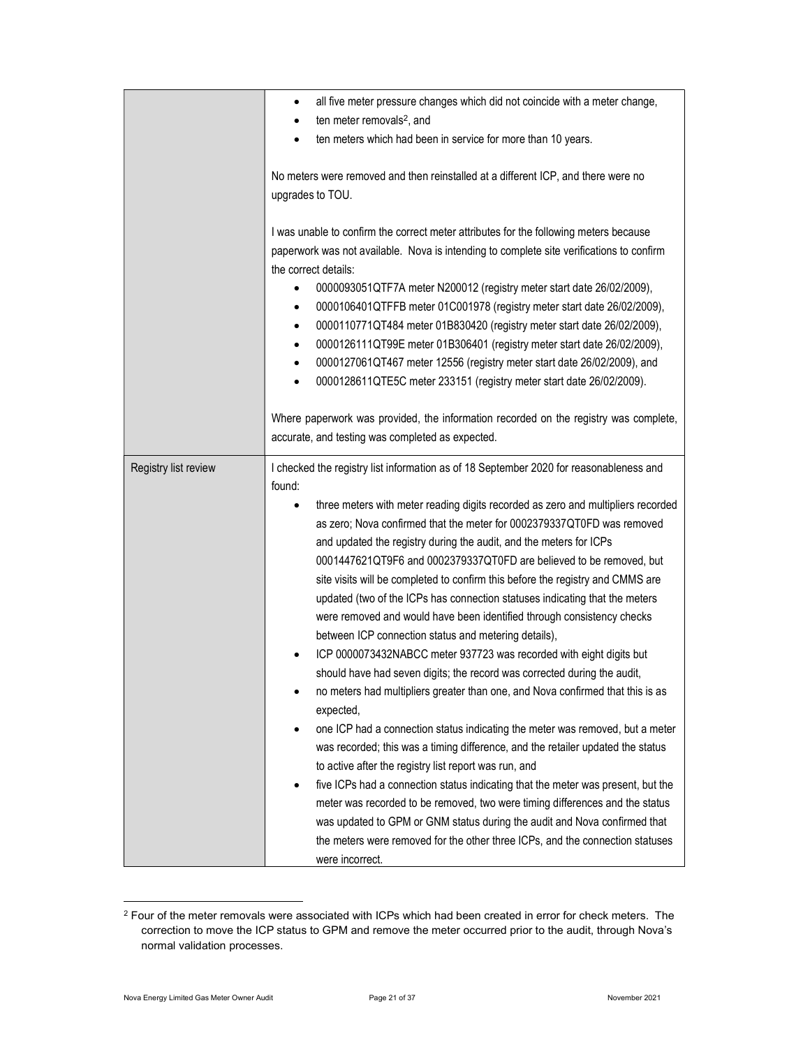| | |
|---|---|
| | • all five meter pressure changes which did not coincide with a meter change,<br>• ten meter removals[2], and<br>• ten meters which had been in service for more than 10 years.<br><br>No meters were removed and then reinstalled at a different ICP, and there were no upgrades to TOU.<br><br>I was unable to confirm the correct meter attributes for the following meters because paperwork was not available. Nova is intending to complete site verifications to confirm the correct details:<br>• 0000093051QTF7A meter N200012 (registry meter start date 26/02/2009),<br>• 0000106401QTFFB meter 01C001978 (registry meter start date 26/02/2009),<br>• 0000110771QT484 meter 01B830420 (registry meter start date 26/02/2009),<br>• 0000126111QT99E meter 01B306401 (registry meter start date 26/02/2009),<br>• 0000127061QT467 meter 12556 (registry meter start date 26/02/2009), and<br>• 0000128611QTE5C meter 233151 (registry meter start date 26/02/2009).<br><br>Where paperwork was provided, the information recorded on the registry was complete, accurate, and testing was completed as expected. |
| Registry list review | I checked the registry list information as of 18 September 2020 for reasonableness and found:<br>• three meters with meter reading digits recorded as zero and multipliers recorded as zero; Nova confirmed that the meter for 0002379337QT0FD was removed and updated the registry during the audit, and the meters for ICPs 0001447621QT9F6 and 0002379337QT0FD are believed to be removed, but site visits will be completed to confirm this before the registry and CMMS are updated (two of the ICPs has connection statuses indicating that the meters were removed and would have been identified through consistency checks between ICP connection status and metering details),<br>• ICP 0000073432NABCC meter 937723 was recorded with eight digits but should have had seven digits; the record was corrected during the audit,<br>• no meters had multipliers greater than one, and Nova confirmed that this is as expected,<br>• one ICP had a connection status indicating the meter was removed, but a meter was recorded; this was a timing difference, and the retailer updated the status to active after the registry list report was run, and<br>• five ICPs had a connection status indicating that the meter was present, but the meter was recorded to be removed, two were timing differences and the status was updated to GPM or GNM status during the audit and Nova confirmed that the meters were removed for the other three ICPs, and the connection statuses were incorrect. |

[2] Four of the meter removals were associated with ICPs which had been created in error for check meters. The correction to move the ICP status to GPM and remove the meter occurred prior to the audit, through Nova's normal validation processes.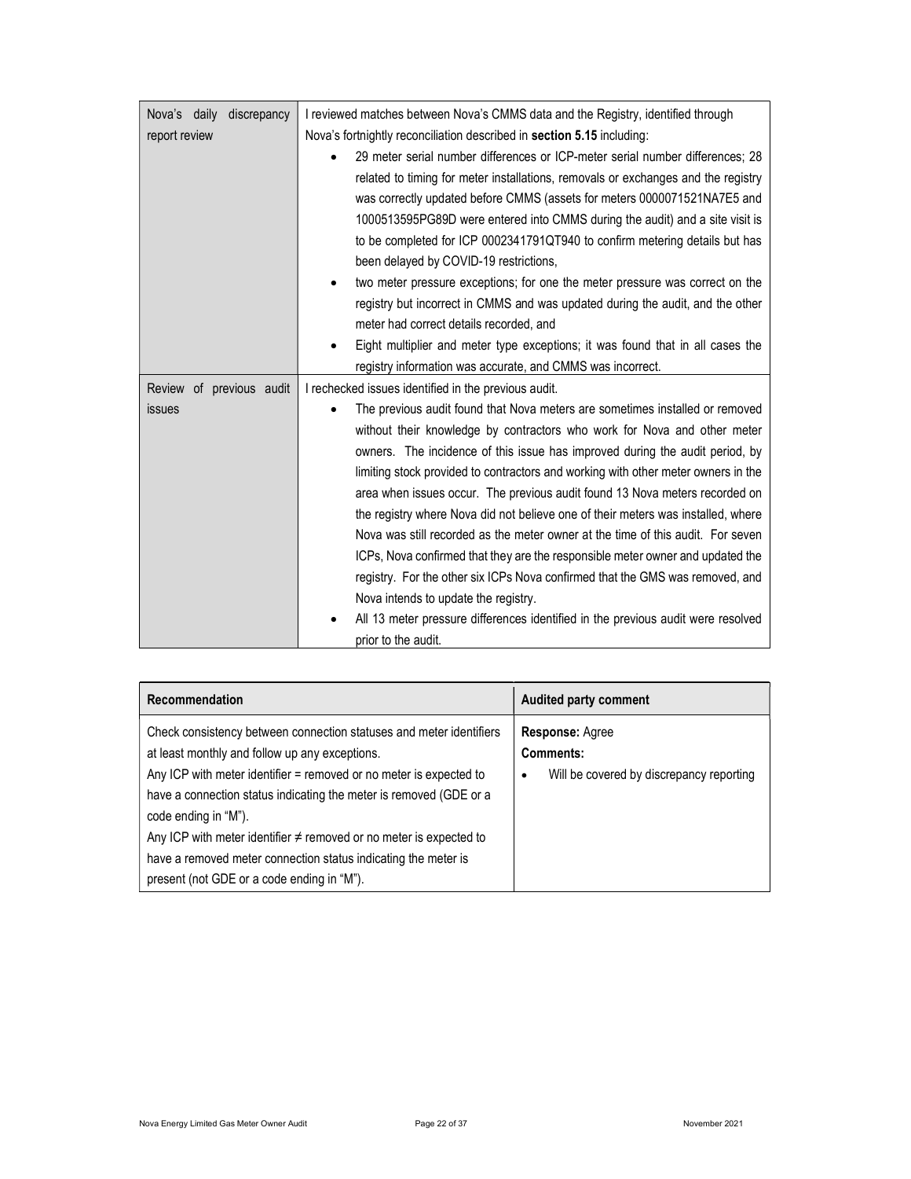| | |
|---|---|
| Nova's daily discrepancy report review | I reviewed matches between Nova's CMMS data and the Registry, identified through Nova's fortnightly reconciliation described in **section 5.15** including:<br>• 29 meter serial number differences or ICP-meter serial number differences; 28 related to timing for meter installations, removals or exchanges and the registry was correctly updated before CMMS (assets for meters 0000071521NA7E5 and 1000513595PG89D were entered into CMMS during the audit) and a site visit is to be completed for ICP 0002341791QT940 to confirm metering details but has been delayed by COVID-19 restrictions,<br>• two meter pressure exceptions; for one the meter pressure was correct on the registry but incorrect in CMMS and was updated during the audit, and the other meter had correct details recorded, and<br>• Eight multiplier and meter type exceptions; it was found that in all cases the registry information was accurate, and CMMS was incorrect. |
| Review of previous audit issues | I rechecked issues identified in the previous audit.<br>• The previous audit found that Nova meters are sometimes installed or removed without their knowledge by contractors who work for Nova and other meter owners. The incidence of this issue has improved during the audit period, by limiting stock provided to contractors and working with other meter owners in the area when issues occur. The previous audit found 13 Nova meters recorded on the registry where Nova did not believe one of their meters was installed, where Nova was still recorded as the meter owner at the time of this audit. For seven ICPs, Nova confirmed that they are the responsible meter owner and updated the registry. For the other six ICPs Nova confirmed that the GMS was removed, and Nova intends to update the registry.<br>• All 13 meter pressure differences identified in the previous audit were resolved prior to the audit. |

| Recommendation | Audited party comment |
|---|---|
| Check consistency between connection statuses and meter identifiers at least monthly and follow up any exceptions.<br>Any ICP with meter identifier = removed or no meter is expected to have a connection status indicating the meter is removed (GDE or a code ending in "M").<br>Any ICP with meter identifier ≠ removed or no meter is expected to have a removed meter connection status indicating the meter is present (not GDE or a code ending in "M"). | **Response:** Agree<br>**Comments:**<br>• Will be covered by discrepancy reporting |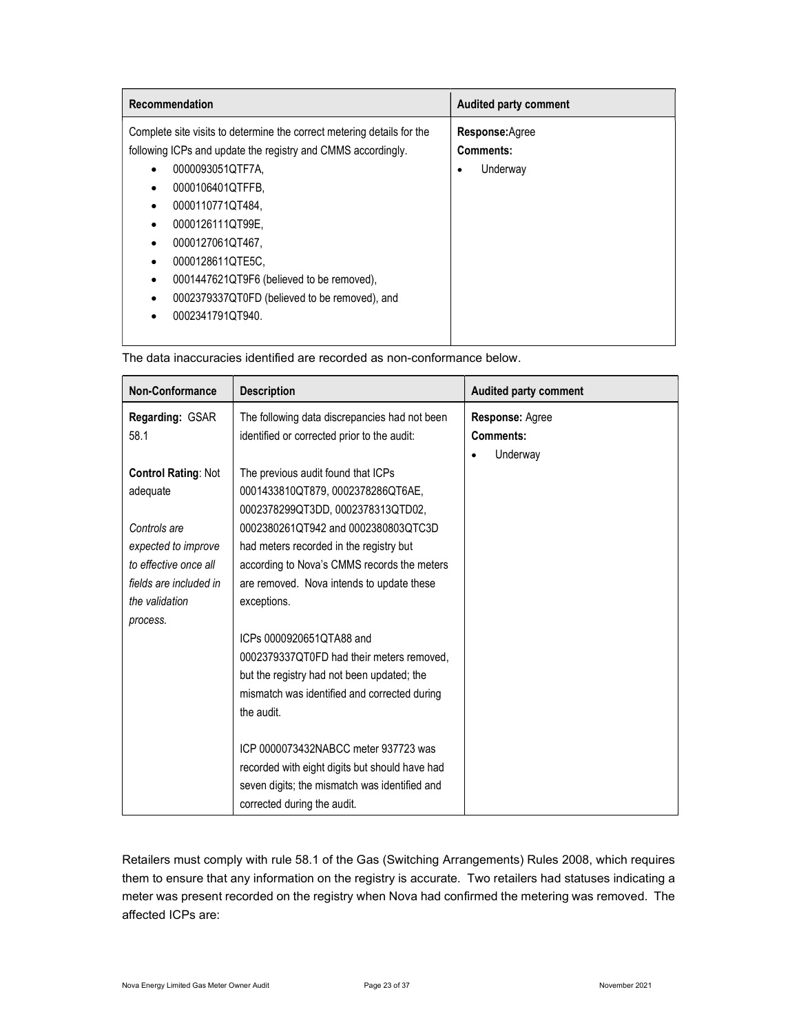| Recommendation | Audited party comment |
|---|---|
| Complete site visits to determine the correct metering details for the following ICPs and update the registry and CMMS accordingly.<br>• 0000093051QTF7A,<br>• 0000106401QTFFB,<br>• 0000110771QT484,<br>• 0000126111QT99E,<br>• 0000127061QT467,<br>• 0000128611QTE5C,<br>• 0001447621QT9F6 (believed to be removed),<br>• 0002379337QT0FD (believed to be removed), and<br>• 0002341791QT940. | **Response:** Agree<br>**Comments:**<br>• Underway |

The data inaccuracies identified are recorded as non-conformance below.

| Non-Conformance | Description | Audited party comment |
|---|---|---|
| **Regarding:** GSAR 58.1<br><br>**Control Rating**: Not adequate<br><br>*Controls are expected to improve to effective once all fields are included in the validation process.* | The following data discrepancies had not been identified or corrected prior to the audit:<br><br>The previous audit found that ICPs 0001433810QT879, 0002378286QT6AE, 0002378299QT3DD, 0002378313QTD02, 0002380261QT942 and 0002380803QTC3D had meters recorded in the registry but according to Nova's CMMS records the meters are removed. Nova intends to update these exceptions.<br><br>ICPs 0000920651QTA88 and 0002379337QT0FD had their meters removed, but the registry had not been updated; the mismatch was identified and corrected during the audit.<br><br>ICP 0000073432NABCC meter 937723 was recorded with eight digits but should have had seven digits; the mismatch was identified and corrected during the audit. | **Response:** Agree<br>**Comments:**<br>• Underway |

Retailers must comply with rule 58.1 of the Gas (Switching Arrangements) Rules 2008, which requires them to ensure that any information on the registry is accurate. Two retailers had statuses indicating a meter was present recorded on the registry when Nova had confirmed the metering was removed. The affected ICPs are: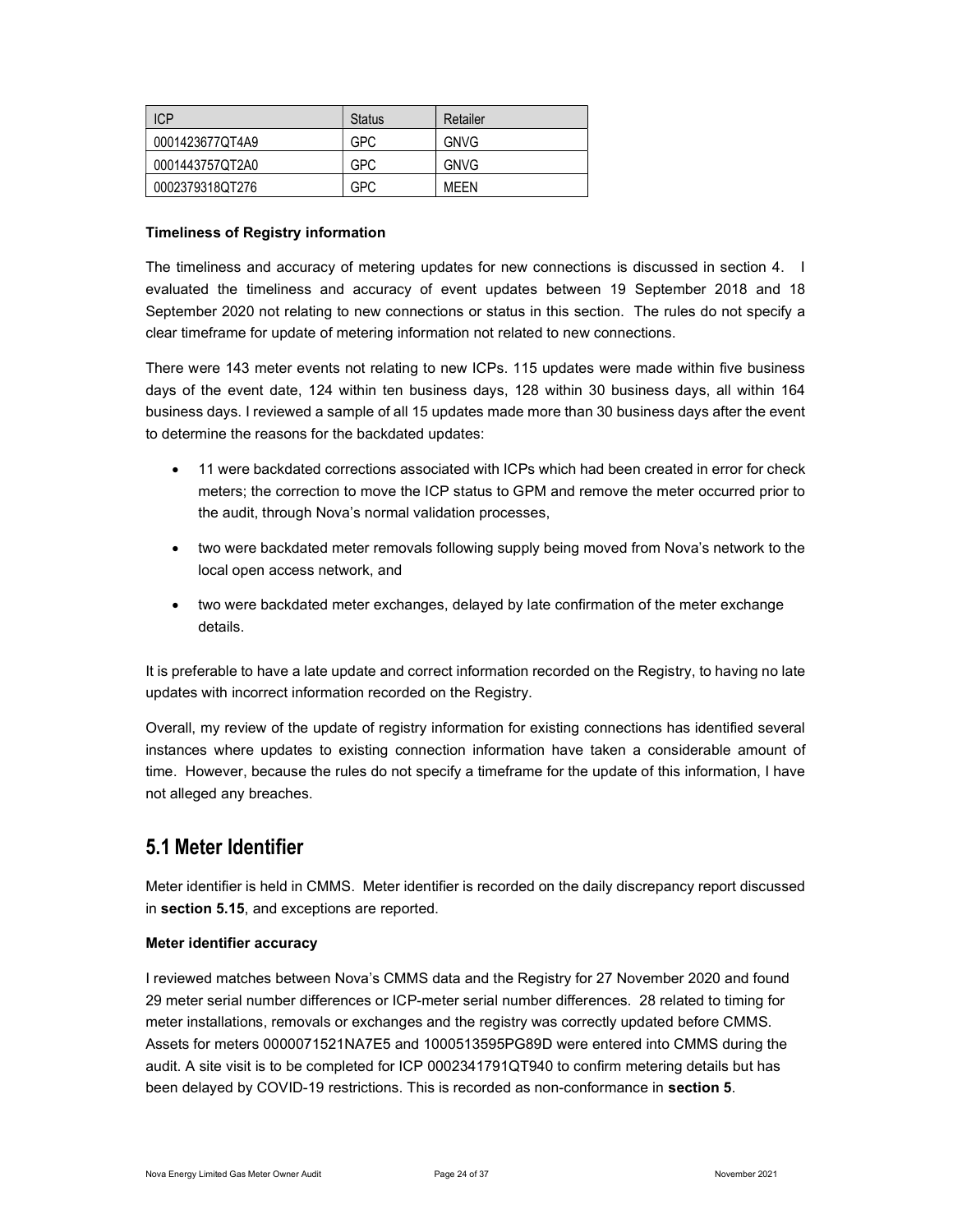| ICP | Status | Retailer |
|---|---|---|
| 0001423677QT4A9 | GPC | GNVG |
| 0001443757QT2A0 | GPC | GNVG |
| 0002379318QT276 | GPC | MEEN |

**Timeliness of Registry information**

The timeliness and accuracy of metering updates for new connections is discussed in section 4. I evaluated the timeliness and accuracy of event updates between 19 September 2018 and 18 September 2020 not relating to new connections or status in this section. The rules do not specify a clear timeframe for update of metering information not related to new connections.

There were 143 meter events not relating to new ICPs. 115 updates were made within five business days of the event date, 124 within ten business days, 128 within 30 business days, all within 164 business days. I reviewed a sample of all 15 updates made more than 30 business days after the event to determine the reasons for the backdated updates:

- 11 were backdated corrections associated with ICPs which had been created in error for check meters; the correction to move the ICP status to GPM and remove the meter occurred prior to the audit, through Nova's normal validation processes,
- two were backdated meter removals following supply being moved from Nova's network to the local open access network, and
- two were backdated meter exchanges, delayed by late confirmation of the meter exchange details.

It is preferable to have a late update and correct information recorded on the Registry, to having no late updates with incorrect information recorded on the Registry.

Overall, my review of the update of registry information for existing connections has identified several instances where updates to existing connection information have taken a considerable amount of time. However, because the rules do not specify a timeframe for the update of this information, I have not alleged any breaches.

## 5.1 Meter Identifier

Meter identifier is held in CMMS. Meter identifier is recorded on the daily discrepancy report discussed in **section 5.15**, and exceptions are reported.

**Meter identifier accuracy**

I reviewed matches between Nova's CMMS data and the Registry for 27 November 2020 and found 29 meter serial number differences or ICP-meter serial number differences. 28 related to timing for meter installations, removals or exchanges and the registry was correctly updated before CMMS. Assets for meters 0000071521NA7E5 and 1000513595PG89D were entered into CMMS during the audit. A site visit is to be completed for ICP 0002341791QT940 to confirm metering details but has been delayed by COVID-19 restrictions. This is recorded as non-conformance in **section 5**.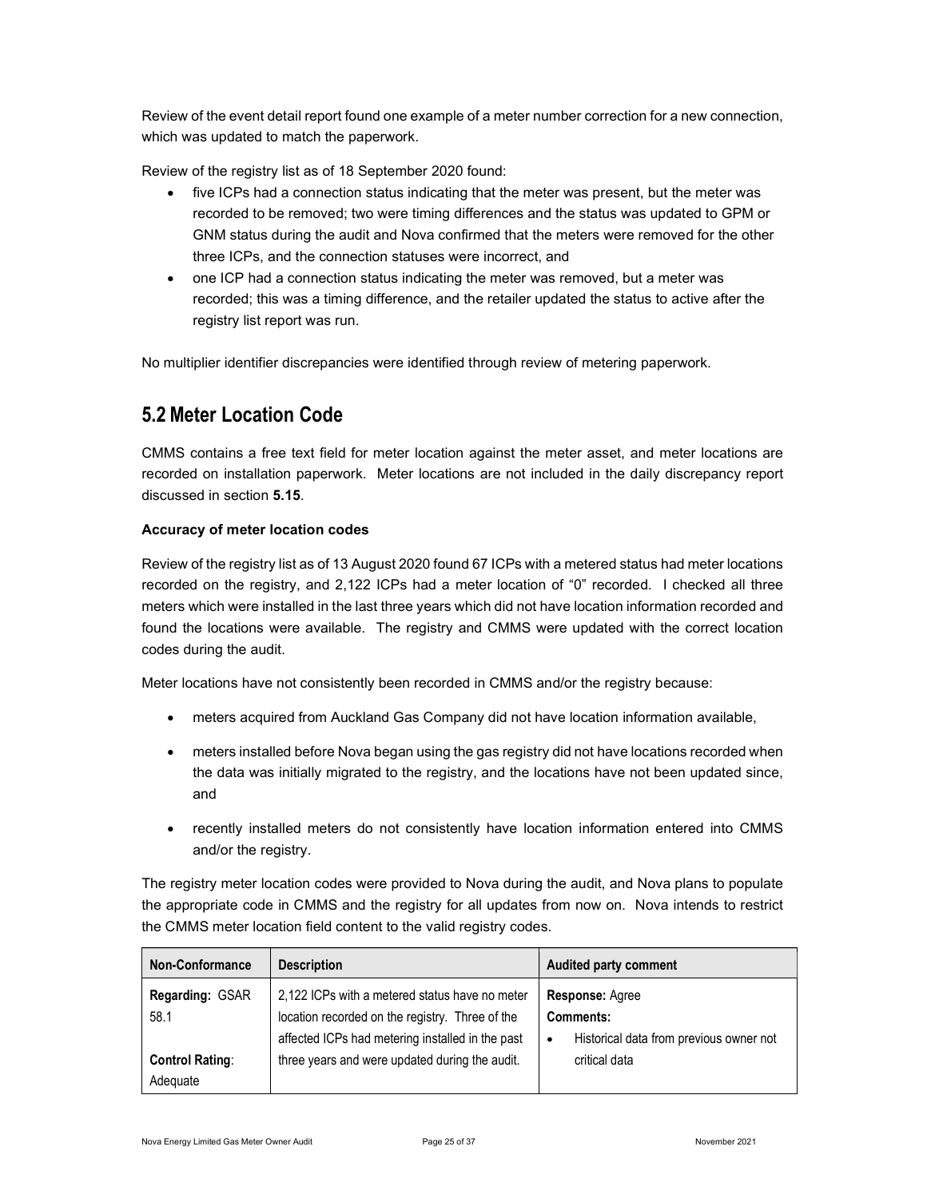Review of the event detail report found one example of a meter number correction for a new connection, which was updated to match the paperwork.

Review of the registry list as of 18 September 2020 found:

- five ICPs had a connection status indicating that the meter was present, but the meter was recorded to be removed; two were timing differences and the status was updated to GPM or GNM status during the audit and Nova confirmed that the meters were removed for the other three ICPs, and the connection statuses were incorrect, and
- one ICP had a connection status indicating the meter was removed, but a meter was recorded; this was a timing difference, and the retailer updated the status to active after the registry list report was run.

No multiplier identifier discrepancies were identified through review of metering paperwork.

## 5.2 Meter Location Code

CMMS contains a free text field for meter location against the meter asset, and meter locations are recorded on installation paperwork. Meter locations are not included in the daily discrepancy report discussed in section **5.15**.

**Accuracy of meter location codes**

Review of the registry list as of 13 August 2020 found 67 ICPs with a metered status had meter locations recorded on the registry, and 2,122 ICPs had a meter location of "0" recorded. I checked all three meters which were installed in the last three years which did not have location information recorded and found the locations were available. The registry and CMMS were updated with the correct location codes during the audit.

Meter locations have not consistently been recorded in CMMS and/or the registry because:

- meters acquired from Auckland Gas Company did not have location information available,
- meters installed before Nova began using the gas registry did not have locations recorded when the data was initially migrated to the registry, and the locations have not been updated since, and
- recently installed meters do not consistently have location information entered into CMMS and/or the registry.

The registry meter location codes were provided to Nova during the audit, and Nova plans to populate the appropriate code in CMMS and the registry for all updates from now on. Nova intends to restrict the CMMS meter location field content to the valid registry codes.

| Non-Conformance | Description | Audited party comment |
|---|---|---|
| **Regarding:** GSAR 58.1<br><br>**Control Rating**: Adequate | 2,122 ICPs with a metered status have no meter location recorded on the registry. Three of the affected ICPs had metering installed in the past three years and were updated during the audit. | **Response:** Agree<br>**Comments:**<br>• Historical data from previous owner not critical data |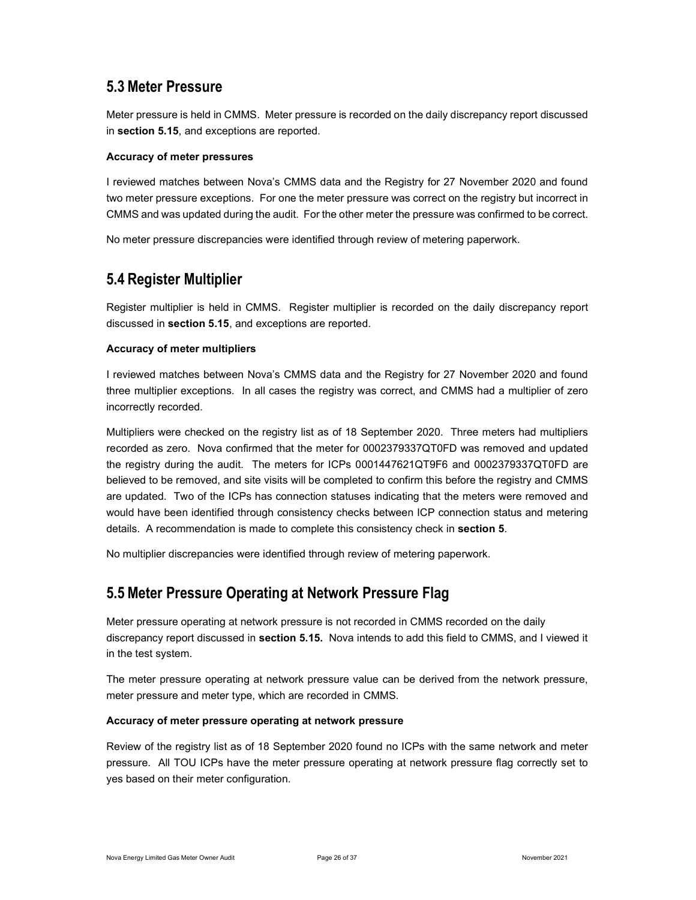## 5.3 Meter Pressure

Meter pressure is held in CMMS. Meter pressure is recorded on the daily discrepancy report discussed in **section 5.15**, and exceptions are reported.

**Accuracy of meter pressures**

I reviewed matches between Nova's CMMS data and the Registry for 27 November 2020 and found two meter pressure exceptions. For one the meter pressure was correct on the registry but incorrect in CMMS and was updated during the audit. For the other meter the pressure was confirmed to be correct.

No meter pressure discrepancies were identified through review of metering paperwork.

## 5.4 Register Multiplier

Register multiplier is held in CMMS. Register multiplier is recorded on the daily discrepancy report discussed in **section 5.15**, and exceptions are reported.

**Accuracy of meter multipliers**

I reviewed matches between Nova's CMMS data and the Registry for 27 November 2020 and found three multiplier exceptions. In all cases the registry was correct, and CMMS had a multiplier of zero incorrectly recorded.

Multipliers were checked on the registry list as of 18 September 2020. Three meters had multipliers recorded as zero. Nova confirmed that the meter for 0002379337QT0FD was removed and updated the registry during the audit. The meters for ICPs 0001447621QT9F6 and 0002379337QT0FD are believed to be removed, and site visits will be completed to confirm this before the registry and CMMS are updated. Two of the ICPs has connection statuses indicating that the meters were removed and would have been identified through consistency checks between ICP connection status and metering details. A recommendation is made to complete this consistency check in **section 5**.

No multiplier discrepancies were identified through review of metering paperwork.

## 5.5 Meter Pressure Operating at Network Pressure Flag

Meter pressure operating at network pressure is not recorded in CMMS recorded on the daily discrepancy report discussed in **section 5.15.** Nova intends to add this field to CMMS, and I viewed it in the test system.

The meter pressure operating at network pressure value can be derived from the network pressure, meter pressure and meter type, which are recorded in CMMS.

**Accuracy of meter pressure operating at network pressure**

Review of the registry list as of 18 September 2020 found no ICPs with the same network and meter pressure. All TOU ICPs have the meter pressure operating at network pressure flag correctly set to yes based on their meter configuration.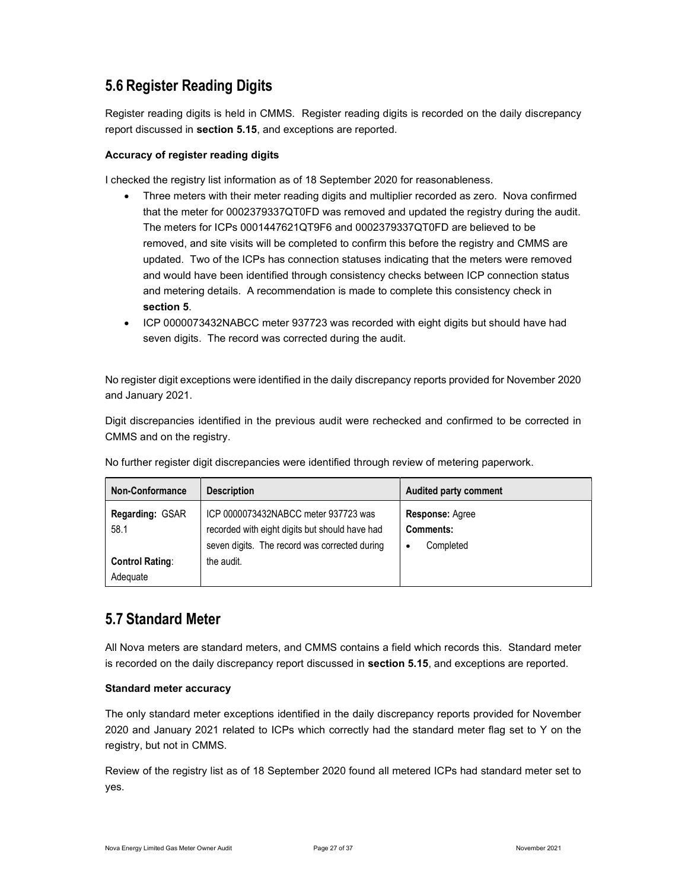## 5.6 Register Reading Digits

Register reading digits is held in CMMS. Register reading digits is recorded on the daily discrepancy report discussed in **section 5.15**, and exceptions are reported.

**Accuracy of register reading digits**

I checked the registry list information as of 18 September 2020 for reasonableness.

- Three meters with their meter reading digits and multiplier recorded as zero. Nova confirmed that the meter for 0002379337QT0FD was removed and updated the registry during the audit. The meters for ICPs 0001447621QT9F6 and 0002379337QT0FD are believed to be removed, and site visits will be completed to confirm this before the registry and CMMS are updated. Two of the ICPs has connection statuses indicating that the meters were removed and would have been identified through consistency checks between ICP connection status and metering details. A recommendation is made to complete this consistency check in **section 5**.
- ICP 0000073432NABCC meter 937723 was recorded with eight digits but should have had seven digits. The record was corrected during the audit.

No register digit exceptions were identified in the daily discrepancy reports provided for November 2020 and January 2021.

Digit discrepancies identified in the previous audit were rechecked and confirmed to be corrected in CMMS and on the registry.

No further register digit discrepancies were identified through review of metering paperwork.

| Non-Conformance | Description | Audited party comment |
|---|---|---|
| **Regarding:** GSAR 58.1<br><br>**Control Rating**: Adequate | ICP 0000073432NABCC meter 937723 was recorded with eight digits but should have had seven digits. The record was corrected during the audit. | **Response:** Agree<br>**Comments:**<br>• Completed |

## 5.7 Standard Meter

All Nova meters are standard meters, and CMMS contains a field which records this. Standard meter is recorded on the daily discrepancy report discussed in **section 5.15**, and exceptions are reported.

**Standard meter accuracy**

The only standard meter exceptions identified in the daily discrepancy reports provided for November 2020 and January 2021 related to ICPs which correctly had the standard meter flag set to Y on the registry, but not in CMMS.

Review of the registry list as of 18 September 2020 found all metered ICPs had standard meter set to yes.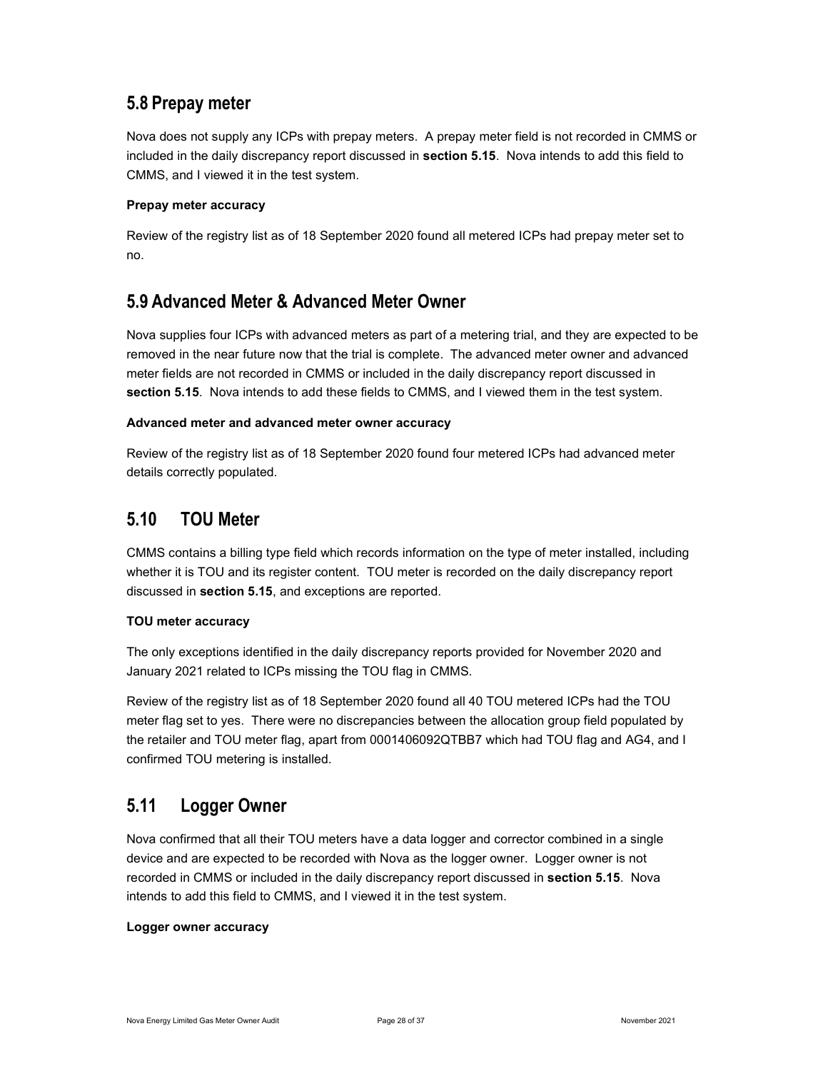## 5.8 Prepay meter

Nova does not supply any ICPs with prepay meters. A prepay meter field is not recorded in CMMS or included in the daily discrepancy report discussed in **section 5.15**. Nova intends to add this field to CMMS, and I viewed it in the test system.

**Prepay meter accuracy**

Review of the registry list as of 18 September 2020 found all metered ICPs had prepay meter set to no.

## 5.9 Advanced Meter & Advanced Meter Owner

Nova supplies four ICPs with advanced meters as part of a metering trial, and they are expected to be removed in the near future now that the trial is complete. The advanced meter owner and advanced meter fields are not recorded in CMMS or included in the daily discrepancy report discussed in **section 5.15**. Nova intends to add these fields to CMMS, and I viewed them in the test system.

**Advanced meter and advanced meter owner accuracy**

Review of the registry list as of 18 September 2020 found four metered ICPs had advanced meter details correctly populated.

## 5.10 TOU Meter

CMMS contains a billing type field which records information on the type of meter installed, including whether it is TOU and its register content. TOU meter is recorded on the daily discrepancy report discussed in **section 5.15**, and exceptions are reported.

**TOU meter accuracy**

The only exceptions identified in the daily discrepancy reports provided for November 2020 and January 2021 related to ICPs missing the TOU flag in CMMS.

Review of the registry list as of 18 September 2020 found all 40 TOU metered ICPs had the TOU meter flag set to yes. There were no discrepancies between the allocation group field populated by the retailer and TOU meter flag, apart from 0001406092QTBB7 which had TOU flag and AG4, and I confirmed TOU metering is installed.

## 5.11 Logger Owner

Nova confirmed that all their TOU meters have a data logger and corrector combined in a single device and are expected to be recorded with Nova as the logger owner. Logger owner is not recorded in CMMS or included in the daily discrepancy report discussed in **section 5.15**. Nova intends to add this field to CMMS, and I viewed it in the test system.

**Logger owner accuracy**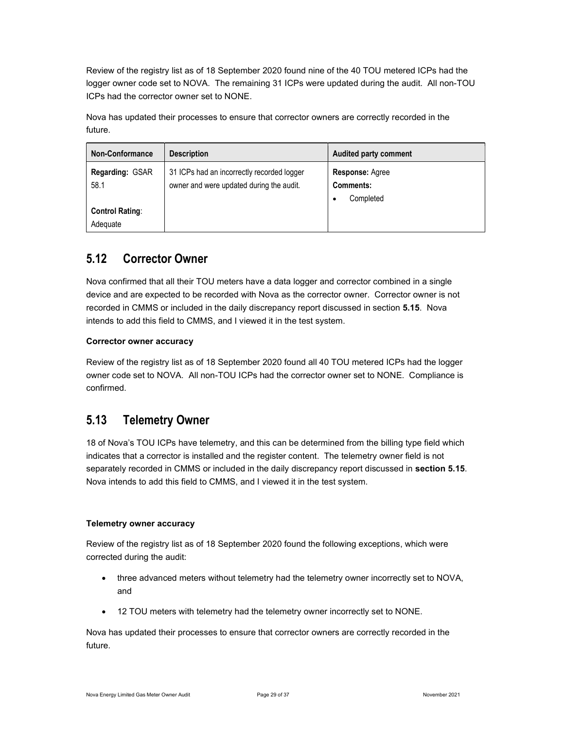Review of the registry list as of 18 September 2020 found nine of the 40 TOU metered ICPs had the logger owner code set to NOVA. The remaining 31 ICPs were updated during the audit. All non-TOU ICPs had the corrector owner set to NONE.

Nova has updated their processes to ensure that corrector owners are correctly recorded in the future.

| Non-Conformance | Description | Audited party comment |
|---|---|---|
| **Regarding:** GSAR 58.1<br><br>**Control Rating**: Adequate | 31 ICPs had an incorrectly recorded logger owner and were updated during the audit. | **Response:** Agree<br>**Comments:**<br>• Completed |

## 5.12 Corrector Owner

Nova confirmed that all their TOU meters have a data logger and corrector combined in a single device and are expected to be recorded with Nova as the corrector owner. Corrector owner is not recorded in CMMS or included in the daily discrepancy report discussed in section **5.15**. Nova intends to add this field to CMMS, and I viewed it in the test system.

**Corrector owner accuracy**

Review of the registry list as of 18 September 2020 found all 40 TOU metered ICPs had the logger owner code set to NOVA. All non-TOU ICPs had the corrector owner set to NONE. Compliance is confirmed.

## 5.13 Telemetry Owner

18 of Nova's TOU ICPs have telemetry, and this can be determined from the billing type field which indicates that a corrector is installed and the register content. The telemetry owner field is not separately recorded in CMMS or included in the daily discrepancy report discussed in **section 5.15**. Nova intends to add this field to CMMS, and I viewed it in the test system.

**Telemetry owner accuracy**

Review of the registry list as of 18 September 2020 found the following exceptions, which were corrected during the audit:

- three advanced meters without telemetry had the telemetry owner incorrectly set to NOVA, and
- 12 TOU meters with telemetry had the telemetry owner incorrectly set to NONE.

Nova has updated their processes to ensure that corrector owners are correctly recorded in the future.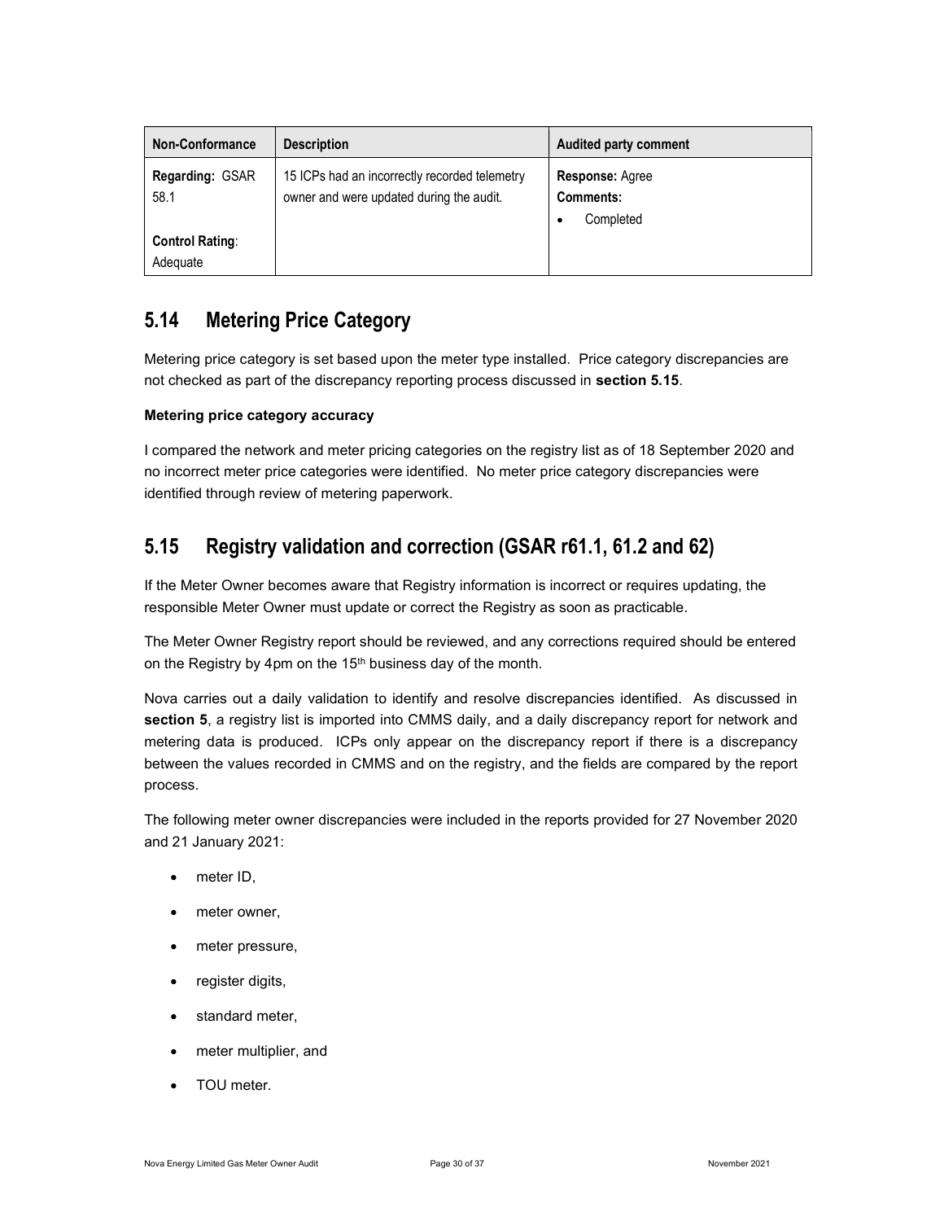| Non-Conformance | Description | Audited party comment |
| --- | --- | --- |
| **Regarding:** GSAR 58.1<br><br>**Control Rating**: Adequate | 15 ICPs had an incorrectly recorded telemetry owner and were updated during the audit. | **Response:** Agree<br>**Comments:**<br>• Completed |

## 5.14 Metering Price Category

Metering price category is set based upon the meter type installed. Price category discrepancies are not checked as part of the discrepancy reporting process discussed in **section 5.15**.

**Metering price category accuracy**

I compared the network and meter pricing categories on the registry list as of 18 September 2020 and no incorrect meter price categories were identified. No meter price category discrepancies were identified through review of metering paperwork.

## 5.15 Registry validation and correction (GSAR r61.1, 61.2 and 62)

If the Meter Owner becomes aware that Registry information is incorrect or requires updating, the responsible Meter Owner must update or correct the Registry as soon as practicable.

The Meter Owner Registry report should be reviewed, and any corrections required should be entered on the Registry by 4pm on the 15th business day of the month.

Nova carries out a daily validation to identify and resolve discrepancies identified. As discussed in **section 5**, a registry list is imported into CMMS daily, and a daily discrepancy report for network and metering data is produced. ICPs only appear on the discrepancy report if there is a discrepancy between the values recorded in CMMS and on the registry, and the fields are compared by the report process.

The following meter owner discrepancies were included in the reports provided for 27 November 2020 and 21 January 2021:

- meter ID,
- meter owner,
- meter pressure,
- register digits,
- standard meter,
- meter multiplier, and
- TOU meter.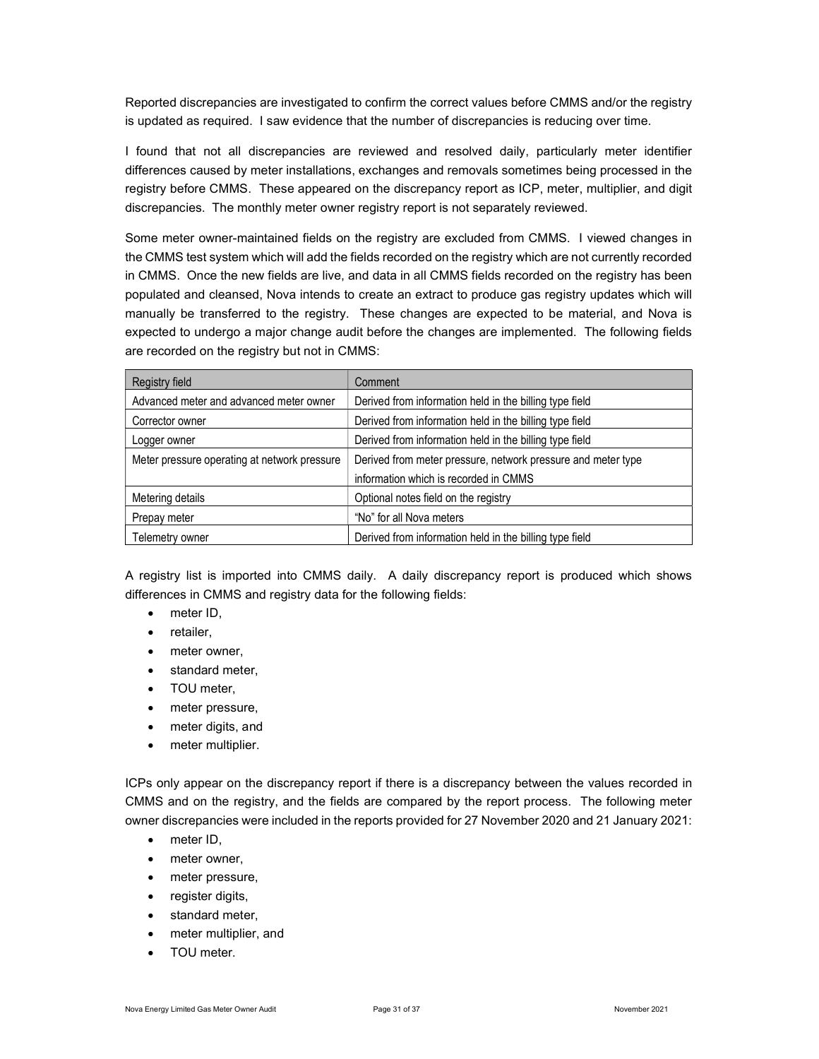Reported discrepancies are investigated to confirm the correct values before CMMS and/or the registry is updated as required. I saw evidence that the number of discrepancies is reducing over time.

I found that not all discrepancies are reviewed and resolved daily, particularly meter identifier differences caused by meter installations, exchanges and removals sometimes being processed in the registry before CMMS. These appeared on the discrepancy report as ICP, meter, multiplier, and digit discrepancies. The monthly meter owner registry report is not separately reviewed.

Some meter owner-maintained fields on the registry are excluded from CMMS. I viewed changes in the CMMS test system which will add the fields recorded on the registry which are not currently recorded in CMMS. Once the new fields are live, and data in all CMMS fields recorded on the registry has been populated and cleansed, Nova intends to create an extract to produce gas registry updates which will manually be transferred to the registry. These changes are expected to be material, and Nova is expected to undergo a major change audit before the changes are implemented. The following fields are recorded on the registry but not in CMMS:

| Registry field | Comment |
|---|---|
| Advanced meter and advanced meter owner | Derived from information held in the billing type field |
| Corrector owner | Derived from information held in the billing type field |
| Logger owner | Derived from information held in the billing type field |
| Meter pressure operating at network pressure | Derived from meter pressure, network pressure and meter type information which is recorded in CMMS |
| Metering details | Optional notes field on the registry |
| Prepay meter | "No" for all Nova meters |
| Telemetry owner | Derived from information held in the billing type field |

A registry list is imported into CMMS daily. A daily discrepancy report is produced which shows differences in CMMS and registry data for the following fields:

- meter ID,
- retailer,
- meter owner,
- standard meter,
- TOU meter,
- meter pressure,
- meter digits, and
- meter multiplier.

ICPs only appear on the discrepancy report if there is a discrepancy between the values recorded in CMMS and on the registry, and the fields are compared by the report process. The following meter owner discrepancies were included in the reports provided for 27 November 2020 and 21 January 2021:

- meter ID,
- meter owner,
- meter pressure,
- register digits,
- standard meter,
- meter multiplier, and
- TOU meter.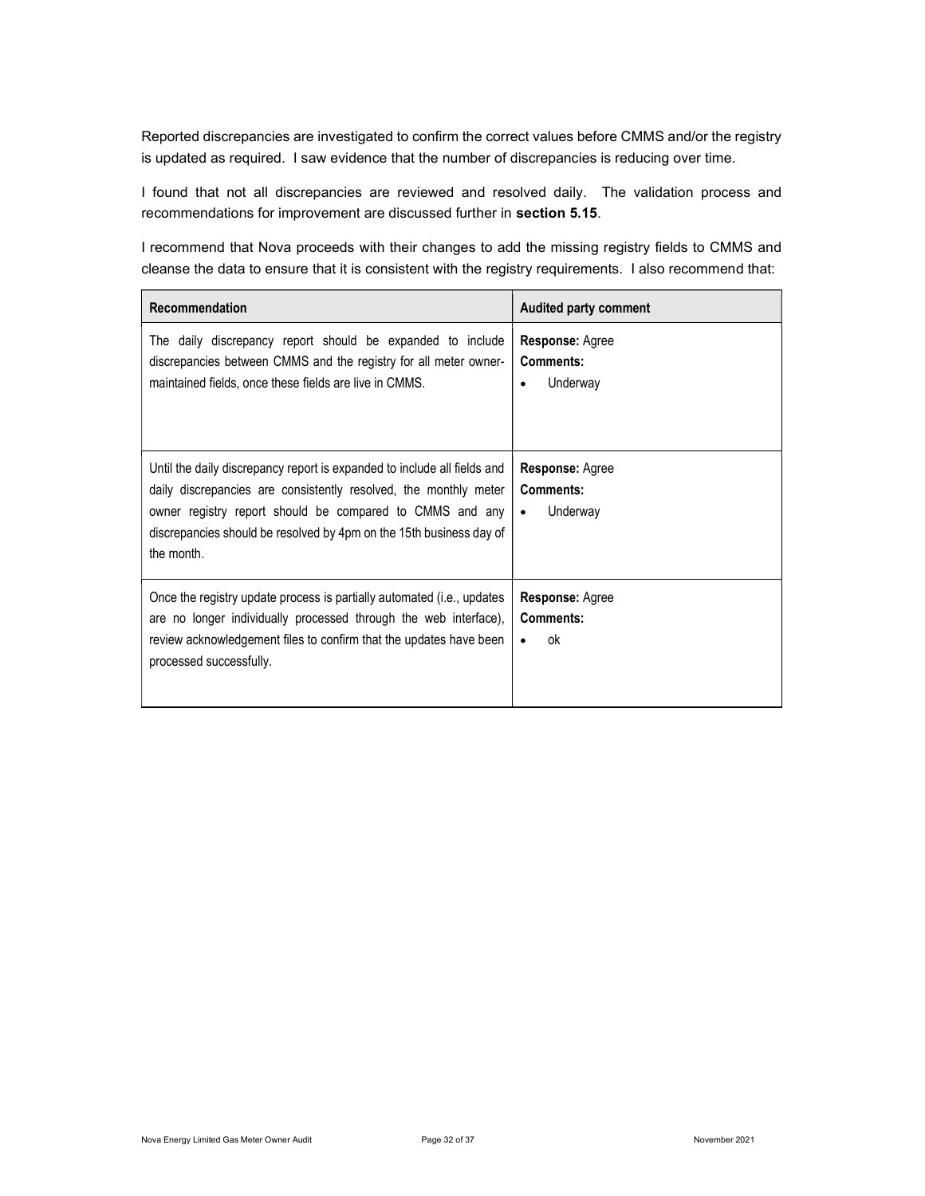Reported discrepancies are investigated to confirm the correct values before CMMS and/or the registry is updated as required. I saw evidence that the number of discrepancies is reducing over time.

I found that not all discrepancies are reviewed and resolved daily. The validation process and recommendations for improvement are discussed further in **section 5.15**.

I recommend that Nova proceeds with their changes to add the missing registry fields to CMMS and cleanse the data to ensure that it is consistent with the registry requirements. I also recommend that:

| Recommendation | Audited party comment |
| --- | --- |
| The daily discrepancy report should be expanded to include discrepancies between CMMS and the registry for all meter owner-maintained fields, once these fields are live in CMMS. | **Response:** Agree<br>**Comments:**<br>• Underway |
| Until the daily discrepancy report is expanded to include all fields and daily discrepancies are consistently resolved, the monthly meter owner registry report should be compared to CMMS and any discrepancies should be resolved by 4pm on the 15th business day of the month. | **Response:** Agree<br>**Comments:**<br>• Underway |
| Once the registry update process is partially automated (i.e., updates are no longer individually processed through the web interface), review acknowledgement files to confirm that the updates have been processed successfully. | **Response:** Agree<br>**Comments:**<br>• ok |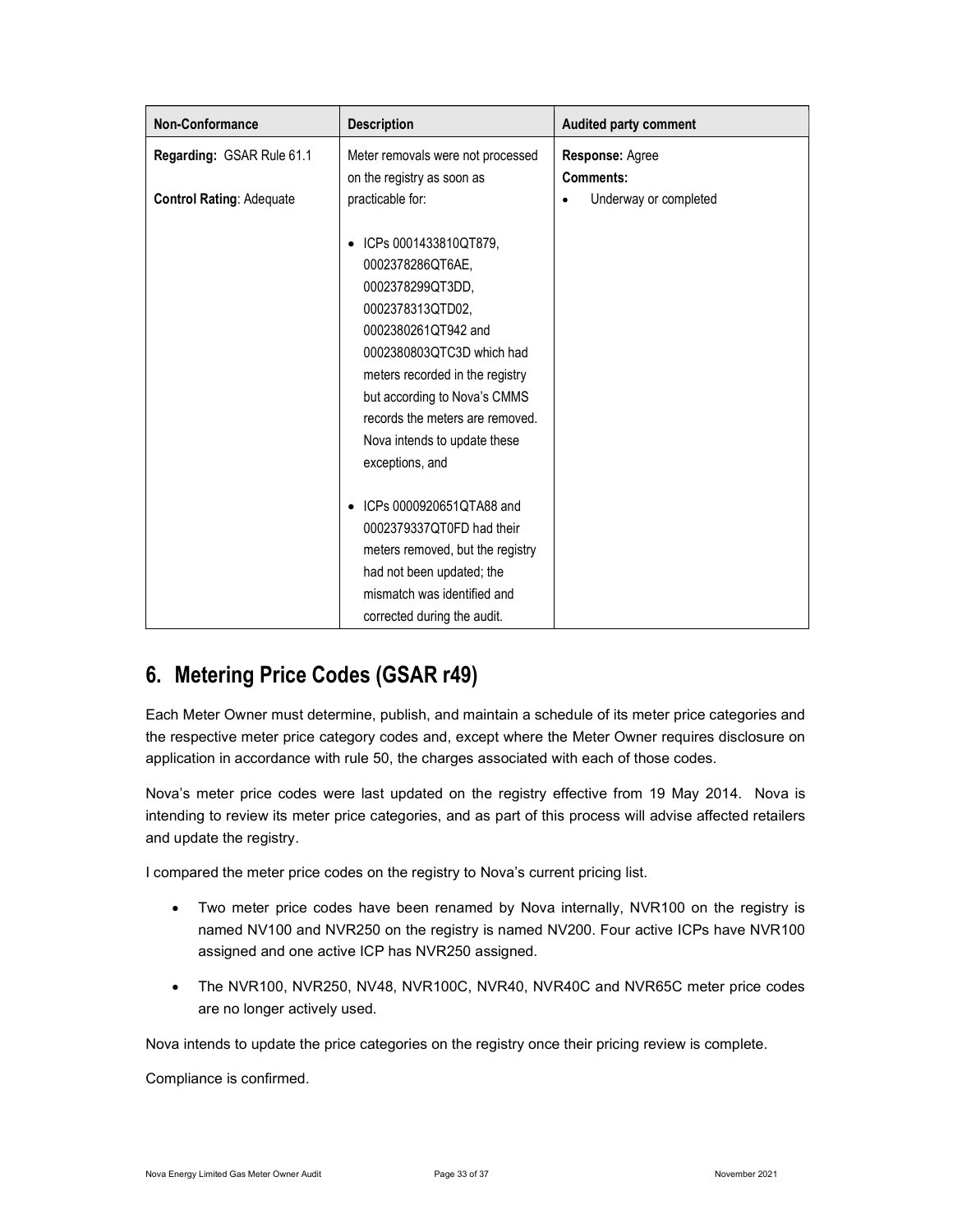| Non-Conformance | Description | Audited party comment |
|---|---|---|
| **Regarding:** GSAR Rule 61.1<br><br>**Control Rating**: Adequate | Meter removals were not processed on the registry as soon as practicable for:<br><br>• ICPs 0001433810QT879, 0002378286QT6AE, 0002378299QT3DD, 0002378313QTD02, 0002380261QT942 and 0002380803QTC3D which had meters recorded in the registry but according to Nova's CMMS records the meters are removed. Nova intends to update these exceptions, and<br><br>• ICPs 0000920651QTA88 and 0002379337QT0FD had their meters removed, but the registry had not been updated; the mismatch was identified and corrected during the audit. | **Response:** Agree<br>**Comments:**<br>• Underway or completed |

## 6. Metering Price Codes (GSAR r49)

Each Meter Owner must determine, publish, and maintain a schedule of its meter price categories and the respective meter price category codes and, except where the Meter Owner requires disclosure on application in accordance with rule 50, the charges associated with each of those codes.

Nova's meter price codes were last updated on the registry effective from 19 May 2014. Nova is intending to review its meter price categories, and as part of this process will advise affected retailers and update the registry.

I compared the meter price codes on the registry to Nova's current pricing list.

- Two meter price codes have been renamed by Nova internally, NVR100 on the registry is named NV100 and NVR250 on the registry is named NV200. Four active ICPs have NVR100 assigned and one active ICP has NVR250 assigned.
- The NVR100, NVR250, NV48, NVR100C, NVR40, NVR40C and NVR65C meter price codes are no longer actively used.

Nova intends to update the price categories on the registry once their pricing review is complete.

Compliance is confirmed.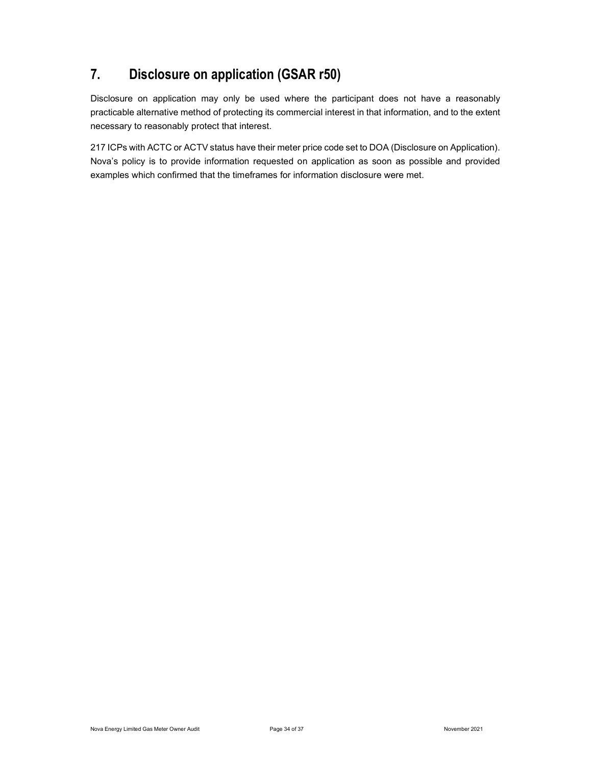# 7. Disclosure on application (GSAR r50)

Disclosure on application may only be used where the participant does not have a reasonably practicable alternative method of protecting its commercial interest in that information, and to the extent necessary to reasonably protect that interest.

217 ICPs with ACTC or ACTV status have their meter price code set to DOA (Disclosure on Application). Nova's policy is to provide information requested on application as soon as possible and provided examples which confirmed that the timeframes for information disclosure were met.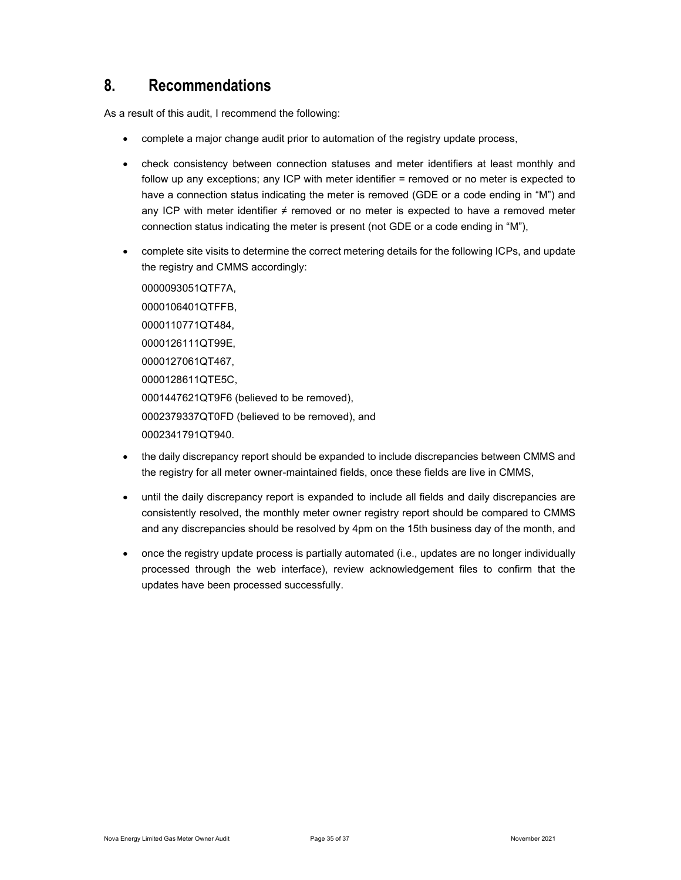# 8. Recommendations

As a result of this audit, I recommend the following:

- complete a major change audit prior to automation of the registry update process,
- check consistency between connection statuses and meter identifiers at least monthly and follow up any exceptions; any ICP with meter identifier = removed or no meter is expected to have a connection status indicating the meter is removed (GDE or a code ending in "M") and any ICP with meter identifier ≠ removed or no meter is expected to have a removed meter connection status indicating the meter is present (not GDE or a code ending in "M"),
- complete site visits to determine the correct metering details for the following ICPs, and update the registry and CMMS accordingly:

  0000093051QTF7A,
  0000106401QTFFB,
  0000110771QT484,
  0000126111QT99E,
  0000127061QT467,
  0000128611QTE5C,
  0001447621QT9F6 (believed to be removed),
  0002379337QT0FD (believed to be removed), and
  0002341791QT940.

- the daily discrepancy report should be expanded to include discrepancies between CMMS and the registry for all meter owner-maintained fields, once these fields are live in CMMS,
- until the daily discrepancy report is expanded to include all fields and daily discrepancies are consistently resolved, the monthly meter owner registry report should be compared to CMMS and any discrepancies should be resolved by 4pm on the 15th business day of the month, and
- once the registry update process is partially automated (i.e., updates are no longer individually processed through the web interface), review acknowledgement files to confirm that the updates have been processed successfully.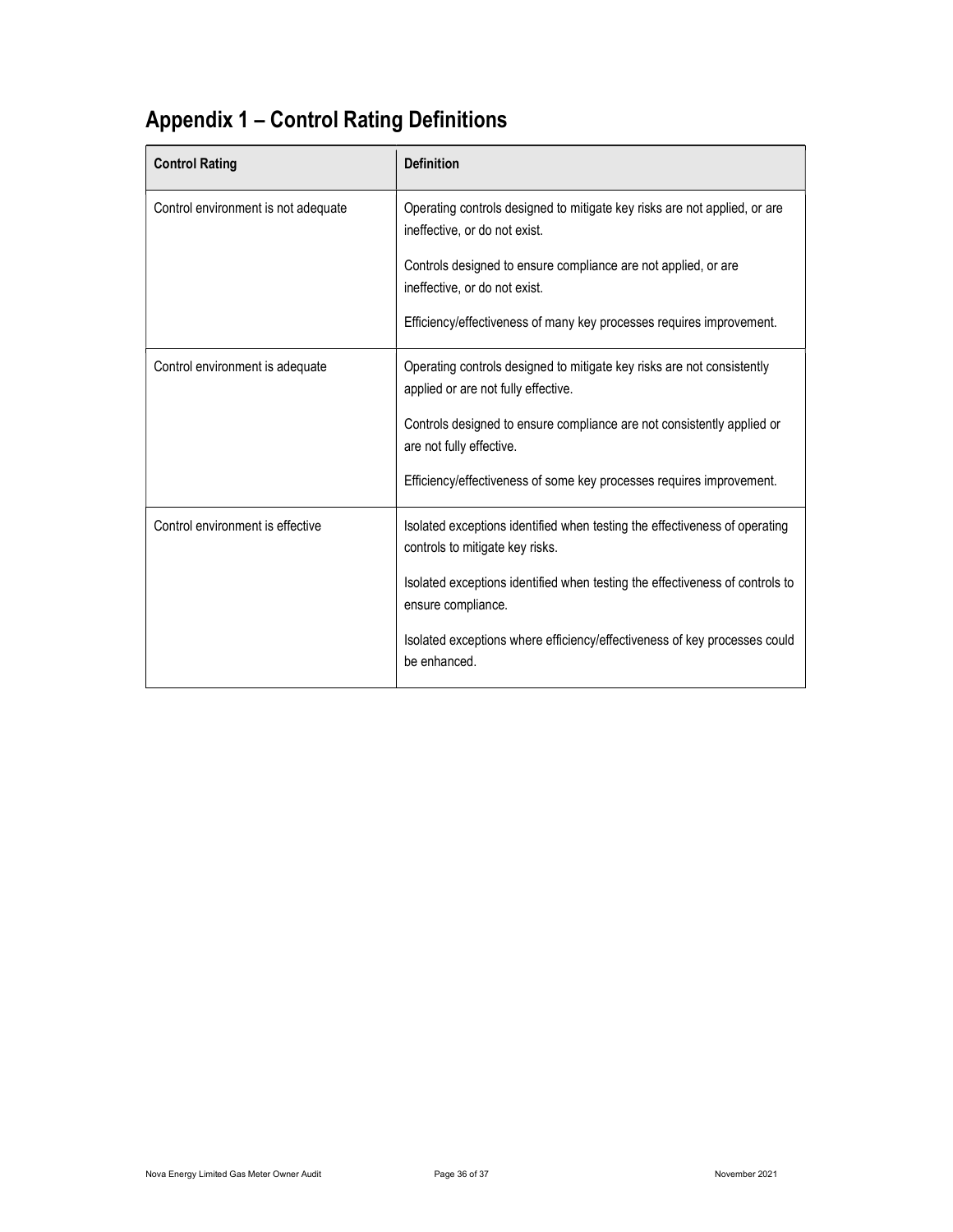# Appendix 1 – Control Rating Definitions

| Control Rating | Definition |
| --- | --- |
| Control environment is not adequate | Operating controls designed to mitigate key risks are not applied, or are ineffective, or do not exist.<br><br>Controls designed to ensure compliance are not applied, or are ineffective, or do not exist.<br><br>Efficiency/effectiveness of many key processes requires improvement. |
| Control environment is adequate | Operating controls designed to mitigate key risks are not consistently applied or are not fully effective.<br><br>Controls designed to ensure compliance are not consistently applied or are not fully effective.<br><br>Efficiency/effectiveness of some key processes requires improvement. |
| Control environment is effective | Isolated exceptions identified when testing the effectiveness of operating controls to mitigate key risks.<br><br>Isolated exceptions identified when testing the effectiveness of controls to ensure compliance.<br><br>Isolated exceptions where efficiency/effectiveness of key processes could be enhanced. |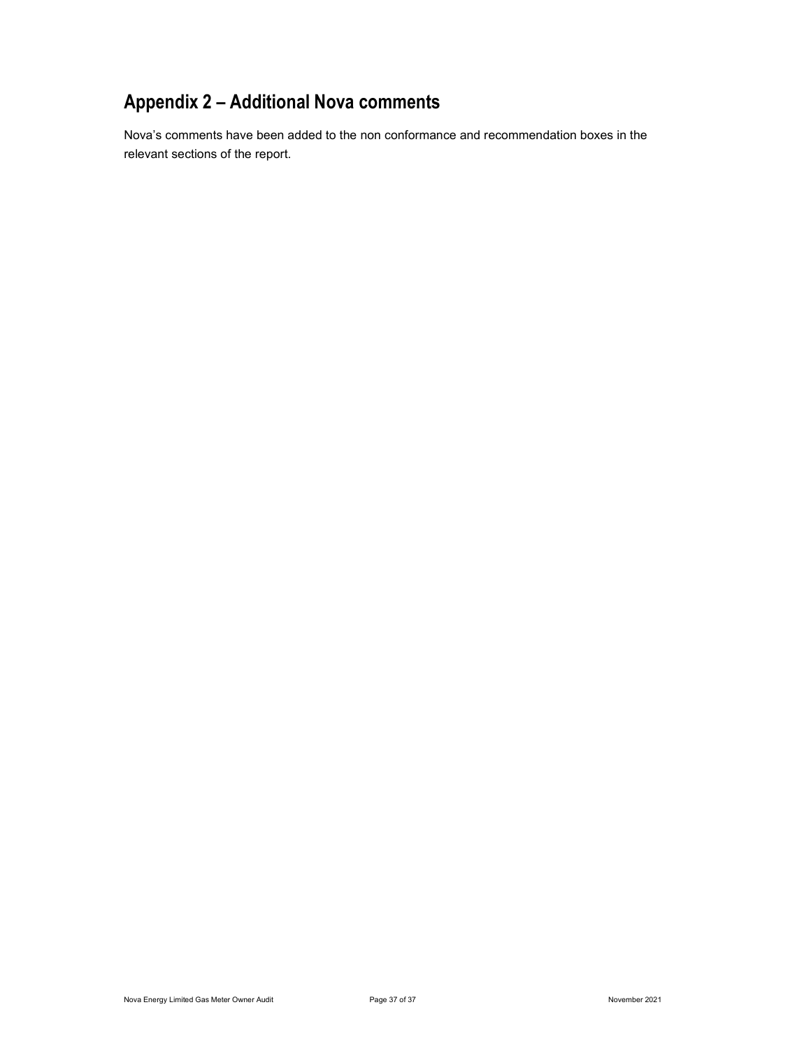# Appendix 2 – Additional Nova comments

Nova's comments have been added to the non conformance and recommendation boxes in the relevant sections of the report.